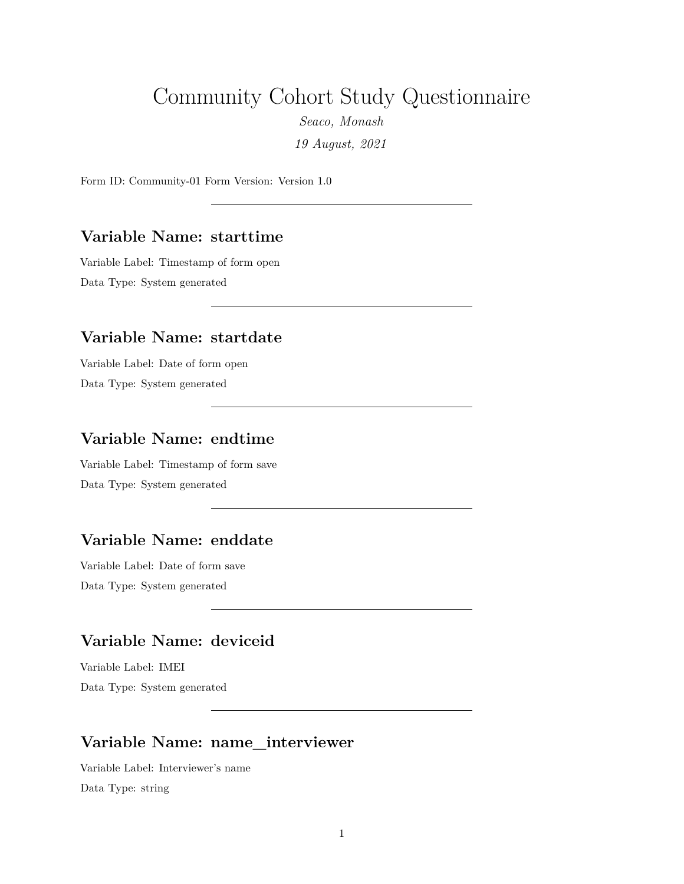# Community Cohort Study Questionnaire

*Seaco, Monash*

*19 August, 2021*

Form ID: Community-01 Form Version: Version 1.0

---

## Variable Name: starttime

Variable Label: Timestamp of form open

Data Type: System generated

---

## Variable Name: startdate

Variable Label: Date of form open

Data Type: System generated

---

## Variable Name: endtime

Variable Label: Timestamp of form save

Data Type: System generated

---

## Variable Name: enddate

Variable Label: Date of form save

Data Type: System generated

---

## Variable Name: deviceid

Variable Label: IMEI

Data Type: System generated

---

## Variable Name: name_interviewer

Variable Label: Interviewer's name

Data Type: string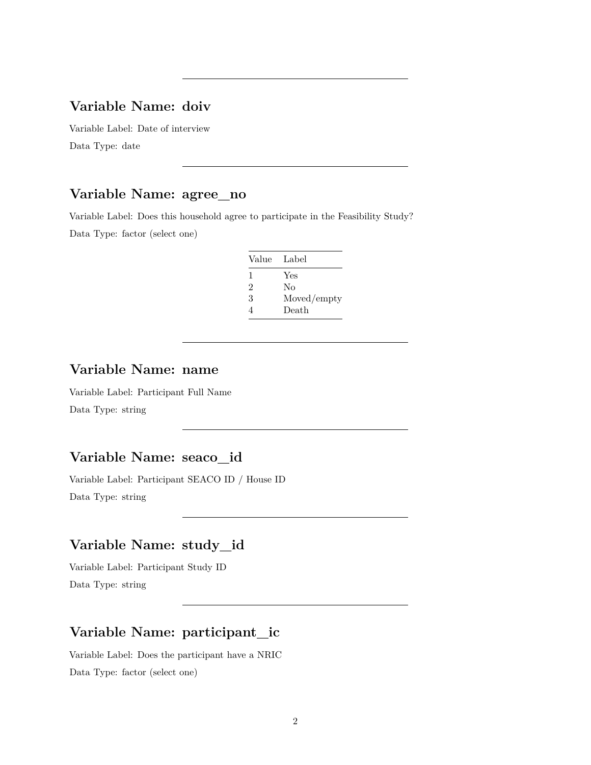---

## Variable Name: doiv

Variable Label: Date of interview

Data Type: date

---

## Variable Name: agree_no

Variable Label: Does this household agree to participate in the Feasibility Study?

Data Type: factor (select one)

| Value | Label |
|---|---|
| 1 | Yes |
| 2 | No |
| 3 | Moved/empty |
| 4 | Death |

---

## Variable Name: name

Variable Label: Participant Full Name

Data Type: string

---

## Variable Name: seaco_id

Variable Label: Participant SEACO ID / House ID

Data Type: string

---

## Variable Name: study_id

Variable Label: Participant Study ID

Data Type: string

---

## Variable Name: participant_ic

Variable Label: Does the participant have a NRIC

Data Type: factor (select one)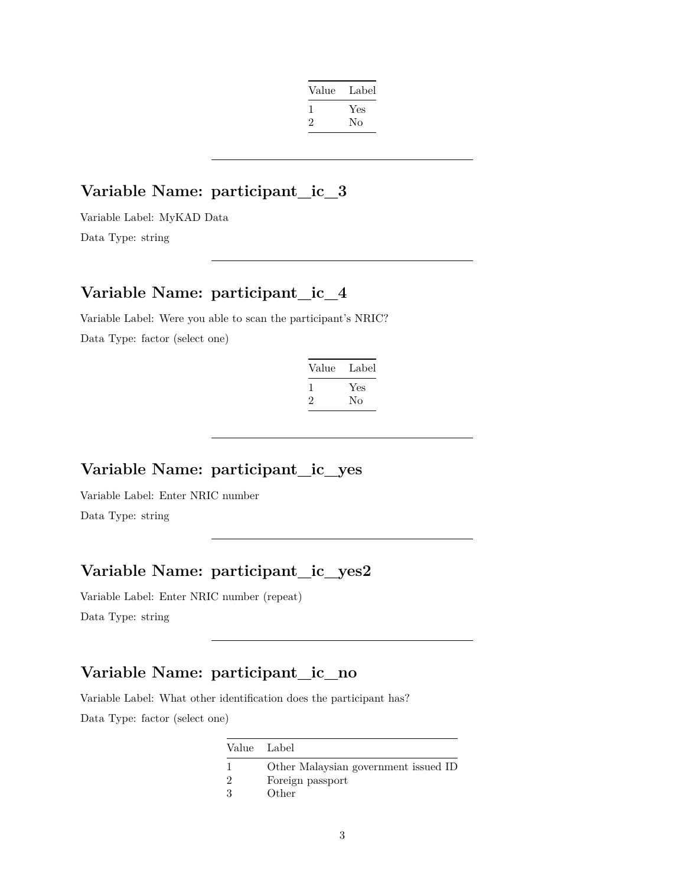| Value | Label |
|---|---|
| 1 | Yes |
| 2 | No |

---

## Variable Name: participant_ic_3

Variable Label: MyKAD Data

Data Type: string

---

## Variable Name: participant_ic_4

Variable Label: Were you able to scan the participant's NRIC?

Data Type: factor (select one)

| Value | Label |
|---|---|
| 1 | Yes |
| 2 | No |

---

## Variable Name: participant_ic_yes

Variable Label: Enter NRIC number

Data Type: string

---

## Variable Name: participant_ic_yes2

Variable Label: Enter NRIC number (repeat)

Data Type: string

---

## Variable Name: participant_ic_no

Variable Label: What other identification does the participant has?

Data Type: factor (select one)

| Value | Label |
|---|---|
| 1 | Other Malaysian government issued ID |
| 2 | Foreign passport |
| 3 | Other |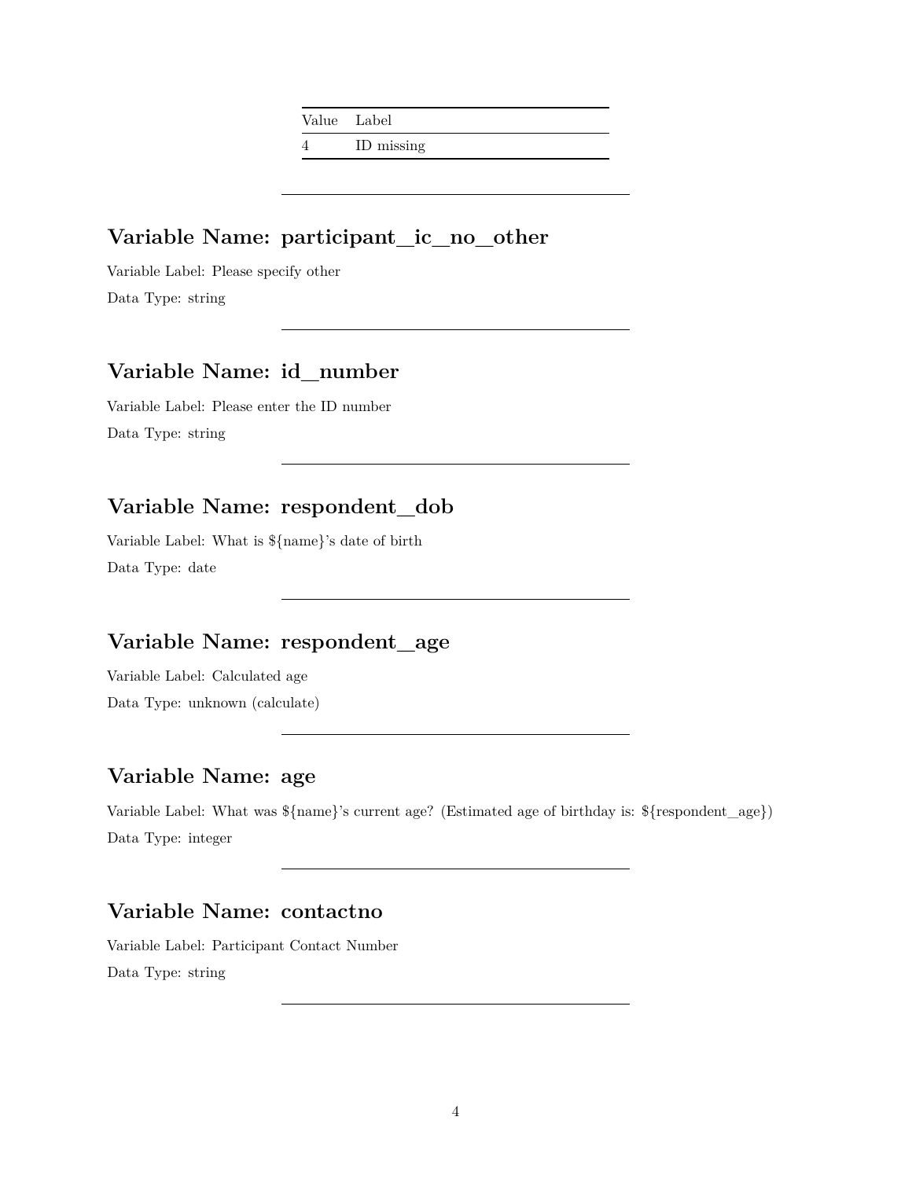| Value | Label |
| --- | --- |
| 4 | ID missing |

---

## Variable Name: participant_ic_no_other

Variable Label: Please specify other

Data Type: string

---

## Variable Name: id_number

Variable Label: Please enter the ID number

Data Type: string

---

## Variable Name: respondent_dob

Variable Label: What is ${name}'s date of birth

Data Type: date

---

## Variable Name: respondent_age

Variable Label: Calculated age

Data Type: unknown (calculate)

---

## Variable Name: age

Variable Label: What was ${name}'s current age? (Estimated age of birthday is: ${respondent_age})

Data Type: integer

---

## Variable Name: contactno

Variable Label: Participant Contact Number

Data Type: string

---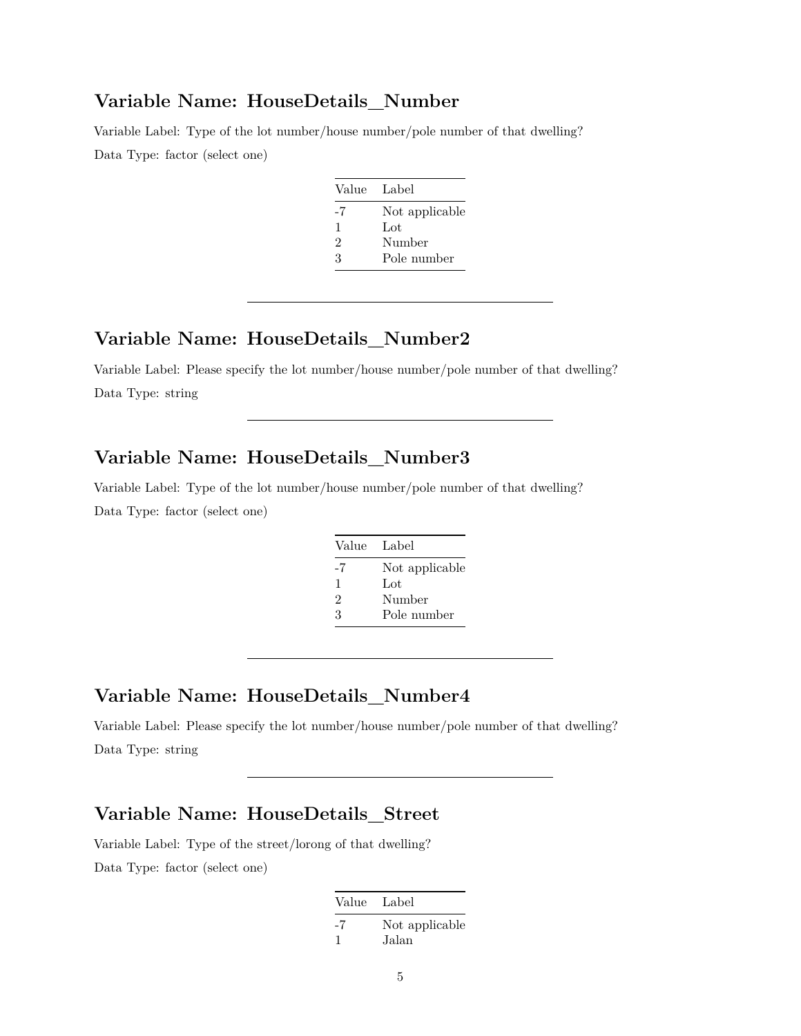## Variable Name: HouseDetails_Number

Variable Label: Type of the lot number/house number/pole number of that dwelling?

Data Type: factor (select one)

| Value | Label |
|---|---|
| -7 | Not applicable |
| 1 | Lot |
| 2 | Number |
| 3 | Pole number |

---

## Variable Name: HouseDetails_Number2

Variable Label: Please specify the lot number/house number/pole number of that dwelling?

Data Type: string

---

## Variable Name: HouseDetails_Number3

Variable Label: Type of the lot number/house number/pole number of that dwelling?

Data Type: factor (select one)

| Value | Label |
|---|---|
| -7 | Not applicable |
| 1 | Lot |
| 2 | Number |
| 3 | Pole number |

---

## Variable Name: HouseDetails_Number4

Variable Label: Please specify the lot number/house number/pole number of that dwelling?

Data Type: string

---

## Variable Name: HouseDetails_Street

Variable Label: Type of the street/lorong of that dwelling?

Data Type: factor (select one)

| Value | Label |
|---|---|
| -7 | Not applicable |
| 1 | Jalan |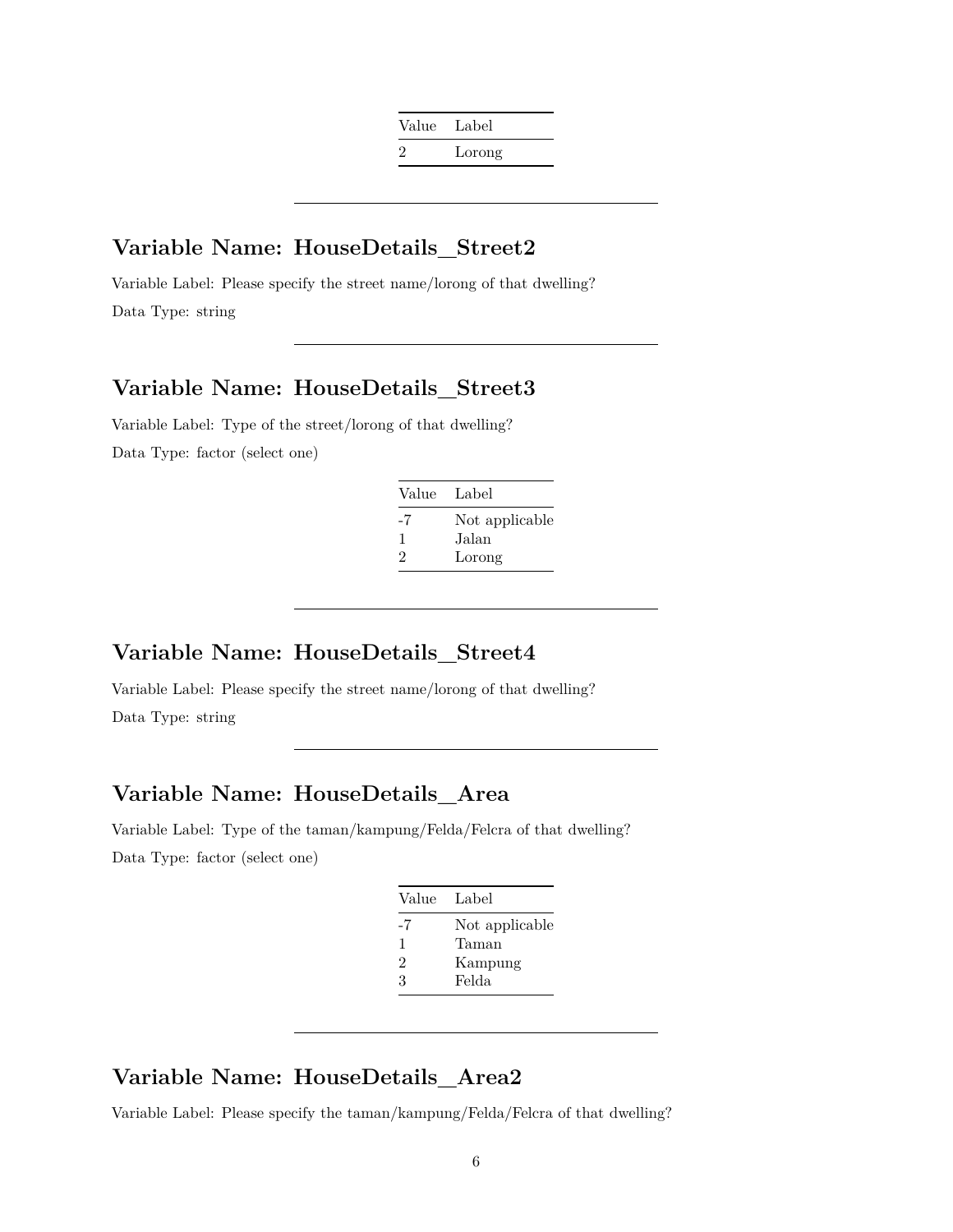| Value | Label |
|---|---|
| 2 | Lorong |

---

## Variable Name: HouseDetails_Street2

Variable Label: Please specify the street name/lorong of that dwelling?

Data Type: string

---

## Variable Name: HouseDetails_Street3

Variable Label: Type of the street/lorong of that dwelling?

Data Type: factor (select one)

| Value | Label |
|---|---|
| -7 | Not applicable |
| 1 | Jalan |
| 2 | Lorong |

---

## Variable Name: HouseDetails_Street4

Variable Label: Please specify the street name/lorong of that dwelling?

Data Type: string

---

## Variable Name: HouseDetails_Area

Variable Label: Type of the taman/kampung/Felda/Felcra of that dwelling?

Data Type: factor (select one)

| Value | Label |
|---|---|
| -7 | Not applicable |
| 1 | Taman |
| 2 | Kampung |
| 3 | Felda |

---

## Variable Name: HouseDetails_Area2

Variable Label: Please specify the taman/kampung/Felda/Felcra of that dwelling?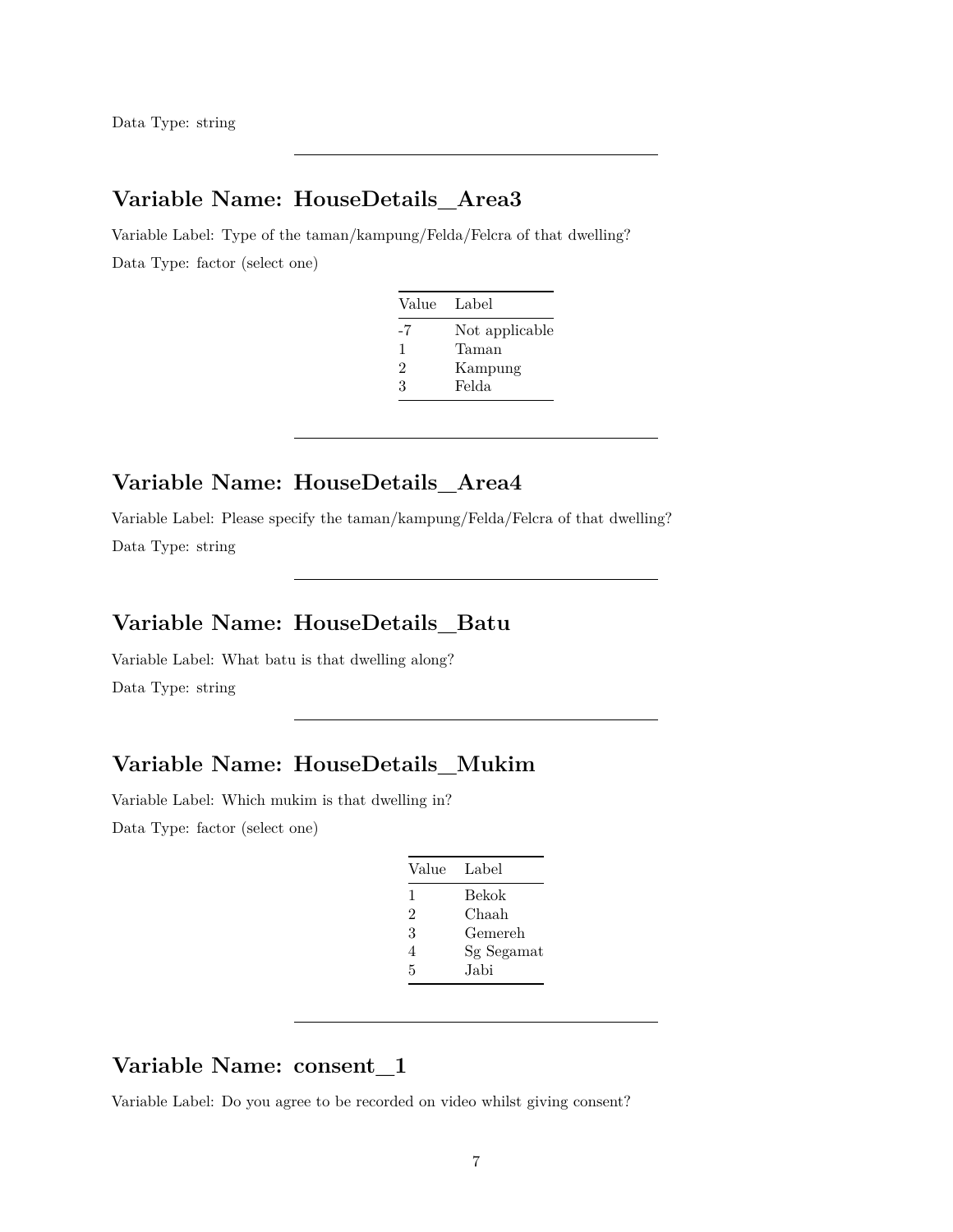Data Type: string

---

## Variable Name: HouseDetails_Area3

Variable Label: Type of the taman/kampung/Felda/Felcra of that dwelling?

Data Type: factor (select one)

| Value | Label |
|---|---|
| -7 | Not applicable |
| 1 | Taman |
| 2 | Kampung |
| 3 | Felda |

---

## Variable Name: HouseDetails_Area4

Variable Label: Please specify the taman/kampung/Felda/Felcra of that dwelling?

Data Type: string

---

## Variable Name: HouseDetails_Batu

Variable Label: What batu is that dwelling along?

Data Type: string

---

## Variable Name: HouseDetails_Mukim

Variable Label: Which mukim is that dwelling in?

Data Type: factor (select one)

| Value | Label |
|---|---|
| 1 | Bekok |
| 2 | Chaah |
| 3 | Gemereh |
| 4 | Sg Segamat |
| 5 | Jabi |

---

## Variable Name: consent_1

Variable Label: Do you agree to be recorded on video whilst giving consent?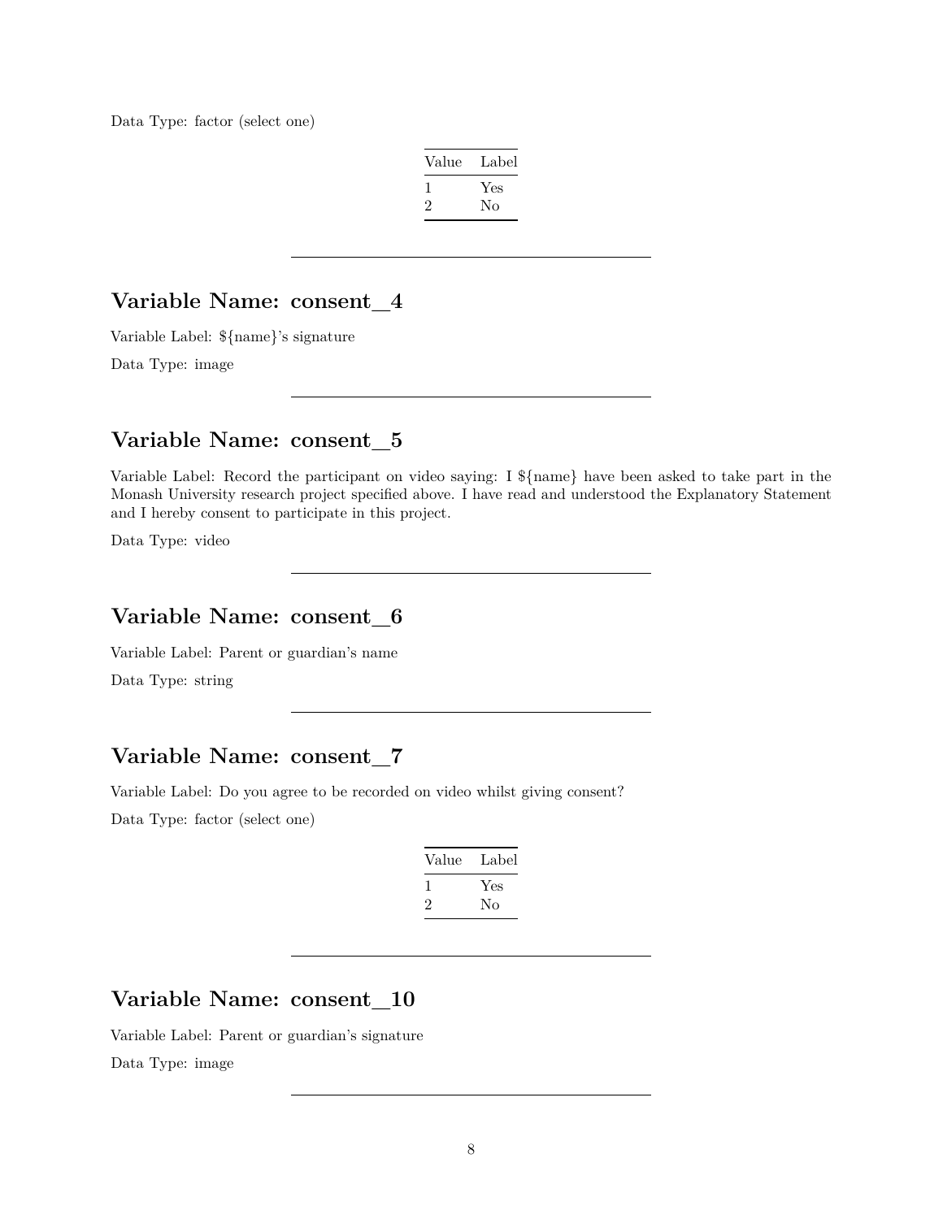Data Type: factor (select one)

| Value | Label |
|---|---|
| 1 | Yes |
| 2 | No |

---

## Variable Name: consent_4

Variable Label: ${name}'s signature

Data Type: image

---

## Variable Name: consent_5

Variable Label: Record the participant on video saying: I ${name} have been asked to take part in the Monash University research project specified above. I have read and understood the Explanatory Statement and I hereby consent to participate in this project.

Data Type: video

---

## Variable Name: consent_6

Variable Label: Parent or guardian's name

Data Type: string

---

## Variable Name: consent_7

Variable Label: Do you agree to be recorded on video whilst giving consent?

Data Type: factor (select one)

| Value | Label |
|---|---|
| 1 | Yes |
| 2 | No |

---

## Variable Name: consent_10

Variable Label: Parent or guardian's signature

Data Type: image

---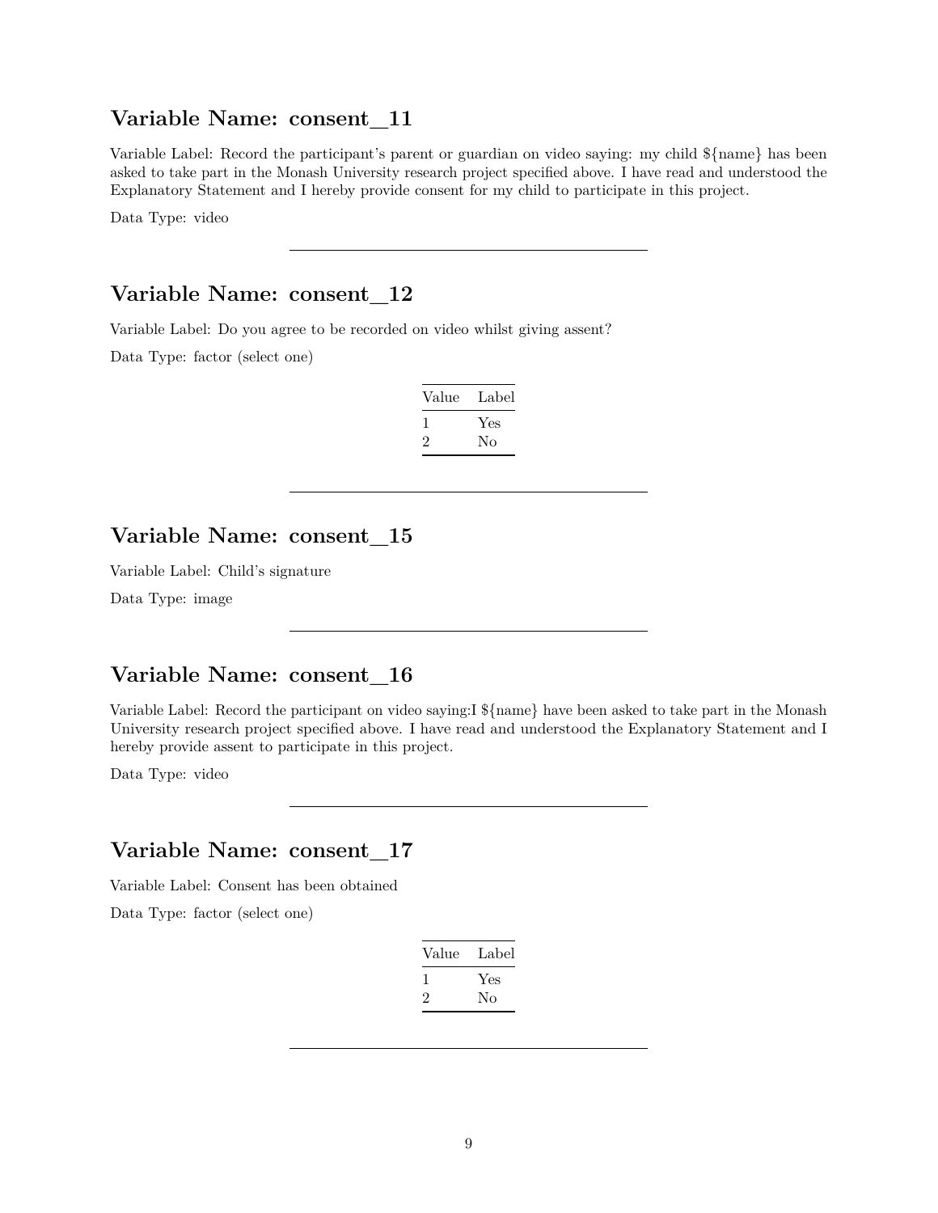## Variable Name: consent_11

Variable Label: Record the participant's parent or guardian on video saying: my child ${name} has been asked to take part in the Monash University research project specified above. I have read and understood the Explanatory Statement and I hereby provide consent for my child to participate in this project.

Data Type: video

---

## Variable Name: consent_12

Variable Label: Do you agree to be recorded on video whilst giving assent?

Data Type: factor (select one)

| Value | Label |
|---|---|
| 1 | Yes |
| 2 | No |

---

## Variable Name: consent_15

Variable Label: Child's signature

Data Type: image

---

## Variable Name: consent_16

Variable Label: Record the participant on video saying:I ${name} have been asked to take part in the Monash University research project specified above. I have read and understood the Explanatory Statement and I hereby provide assent to participate in this project.

Data Type: video

---

## Variable Name: consent_17

Variable Label: Consent has been obtained

Data Type: factor (select one)

| Value | Label |
|---|---|
| 1 | Yes |
| 2 | No |

---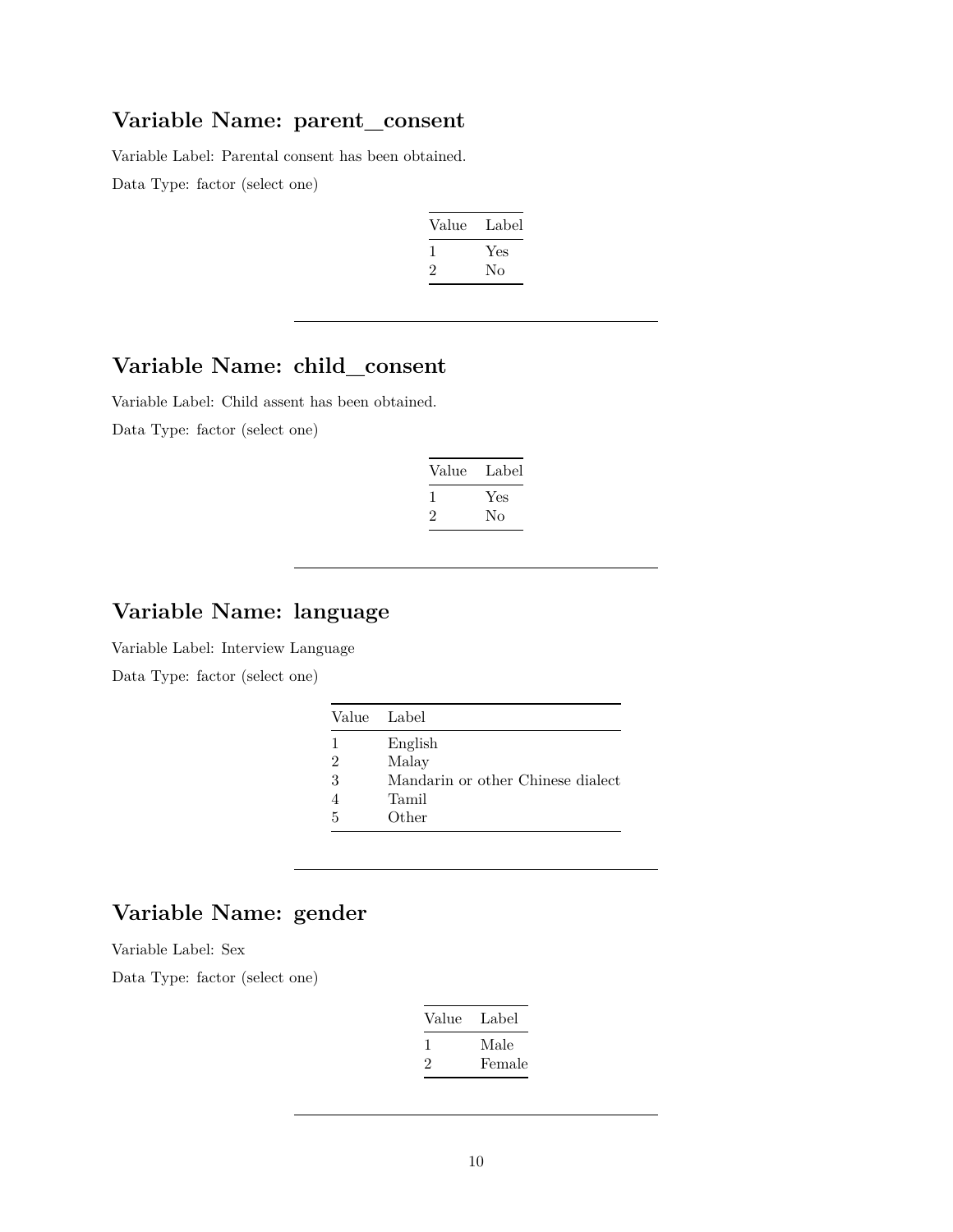## Variable Name: parent_consent

Variable Label: Parental consent has been obtained.

Data Type: factor (select one)

| Value | Label |
|---|---|
| 1 | Yes |
| 2 | No |

---

## Variable Name: child_consent

Variable Label: Child assent has been obtained.

Data Type: factor (select one)

| Value | Label |
|---|---|
| 1 | Yes |
| 2 | No |

---

## Variable Name: language

Variable Label: Interview Language

Data Type: factor (select one)

| Value | Label |
|---|---|
| 1 | English |
| 2 | Malay |
| 3 | Mandarin or other Chinese dialect |
| 4 | Tamil |
| 5 | Other |

---

## Variable Name: gender

Variable Label: Sex

Data Type: factor (select one)

| Value | Label |
|---|---|
| 1 | Male |
| 2 | Female |

---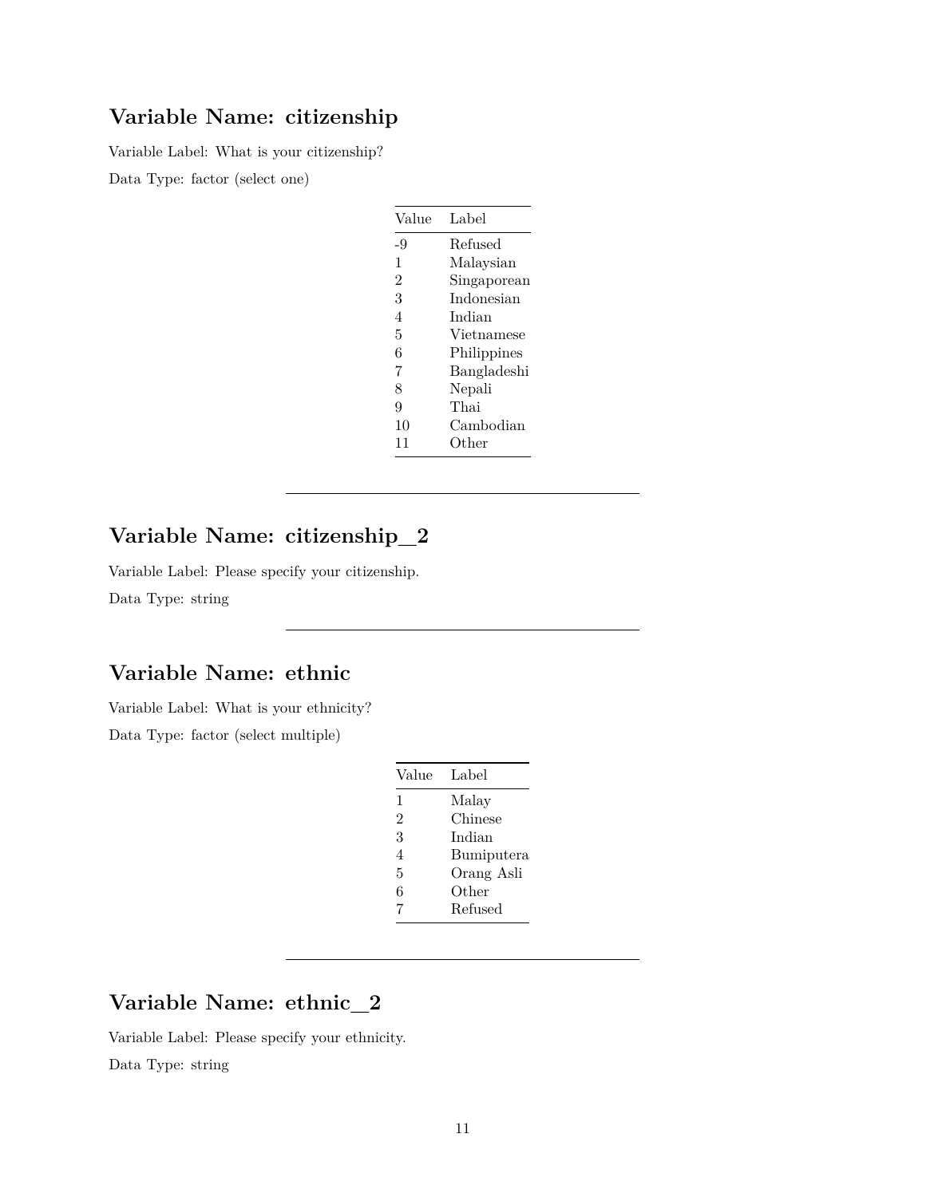## Variable Name: citizenship

Variable Label: What is your citizenship?

Data Type: factor (select one)

| Value | Label |
|---|---|
| -9 | Refused |
| 1 | Malaysian |
| 2 | Singaporean |
| 3 | Indonesian |
| 4 | Indian |
| 5 | Vietnamese |
| 6 | Philippines |
| 7 | Bangladeshi |
| 8 | Nepali |
| 9 | Thai |
| 10 | Cambodian |
| 11 | Other |

---

## Variable Name: citizenship_2

Variable Label: Please specify your citizenship.

Data Type: string

---

## Variable Name: ethnic

Variable Label: What is your ethnicity?

Data Type: factor (select multiple)

| Value | Label |
|---|---|
| 1 | Malay |
| 2 | Chinese |
| 3 | Indian |
| 4 | Bumiputera |
| 5 | Orang Asli |
| 6 | Other |
| 7 | Refused |

---

## Variable Name: ethnic_2

Variable Label: Please specify your ethnicity.

Data Type: string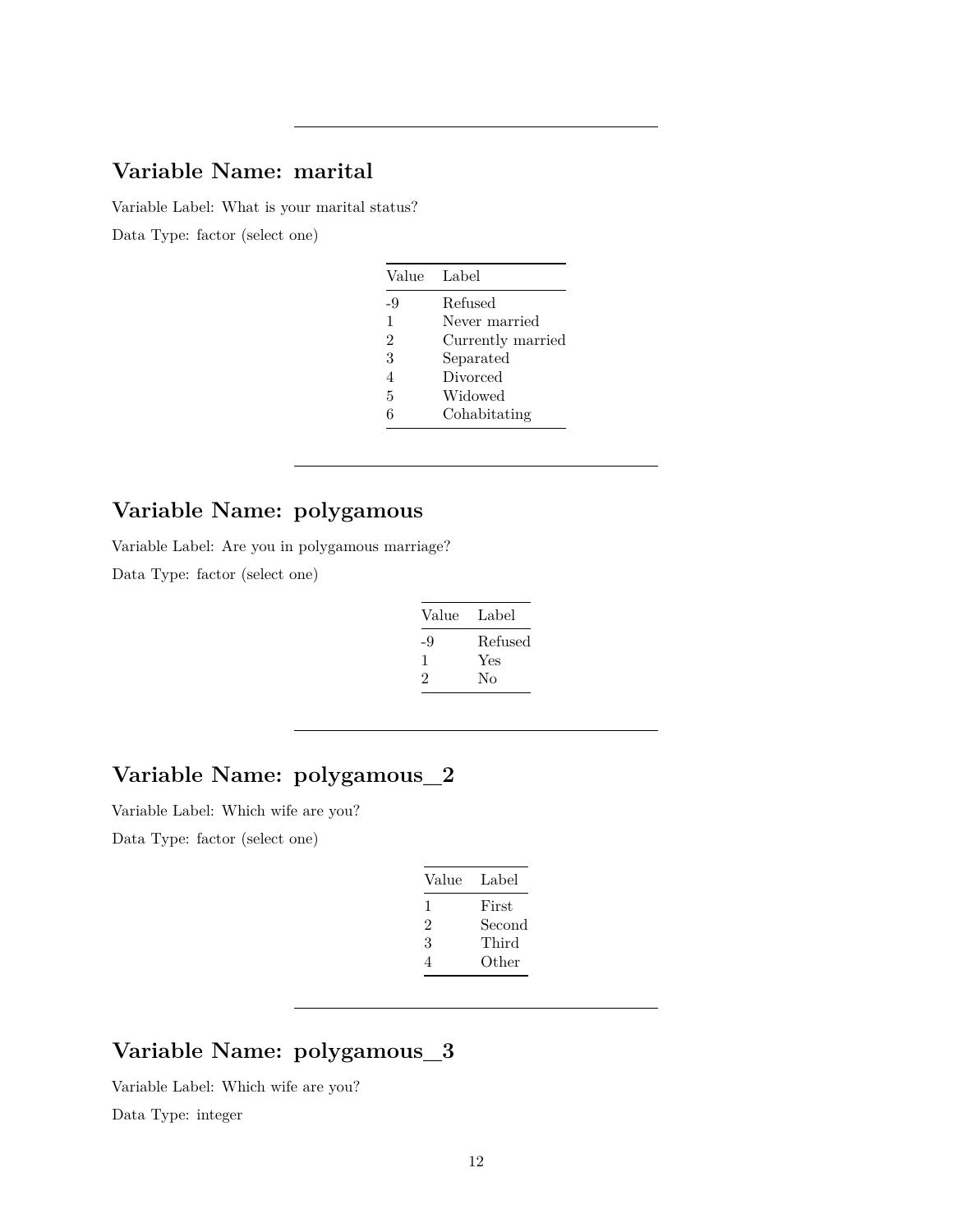---

## Variable Name: marital

Variable Label: What is your marital status?

Data Type: factor (select one)

| Value | Label |
|---|---|
| -9 | Refused |
| 1 | Never married |
| 2 | Currently married |
| 3 | Separated |
| 4 | Divorced |
| 5 | Widowed |
| 6 | Cohabitating |

---

## Variable Name: polygamous

Variable Label: Are you in polygamous marriage?

Data Type: factor (select one)

| Value | Label |
|---|---|
| -9 | Refused |
| 1 | Yes |
| 2 | No |

---

## Variable Name: polygamous_2

Variable Label: Which wife are you?

Data Type: factor (select one)

| Value | Label |
|---|---|
| 1 | First |
| 2 | Second |
| 3 | Third |
| 4 | Other |

---

## Variable Name: polygamous_3

Variable Label: Which wife are you?

Data Type: integer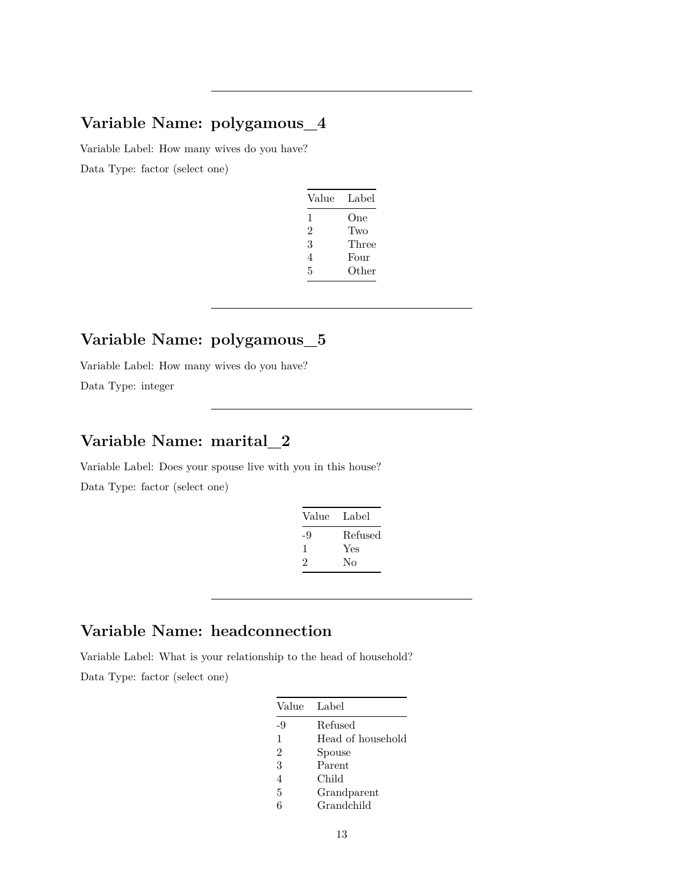---

## Variable Name: polygamous_4

Variable Label: How many wives do you have?

Data Type: factor (select one)

| Value | Label |
|---|---|
| 1 | One |
| 2 | Two |
| 3 | Three |
| 4 | Four |
| 5 | Other |

---

## Variable Name: polygamous_5

Variable Label: How many wives do you have?

Data Type: integer

---

## Variable Name: marital_2

Variable Label: Does your spouse live with you in this house?

Data Type: factor (select one)

| Value | Label |
|---|---|
| -9 | Refused |
| 1 | Yes |
| 2 | No |

---

## Variable Name: headconnection

Variable Label: What is your relationship to the head of household?

Data Type: factor (select one)

| Value | Label |
|---|---|
| -9 | Refused |
| 1 | Head of household |
| 2 | Spouse |
| 3 | Parent |
| 4 | Child |
| 5 | Grandparent |
| 6 | Grandchild |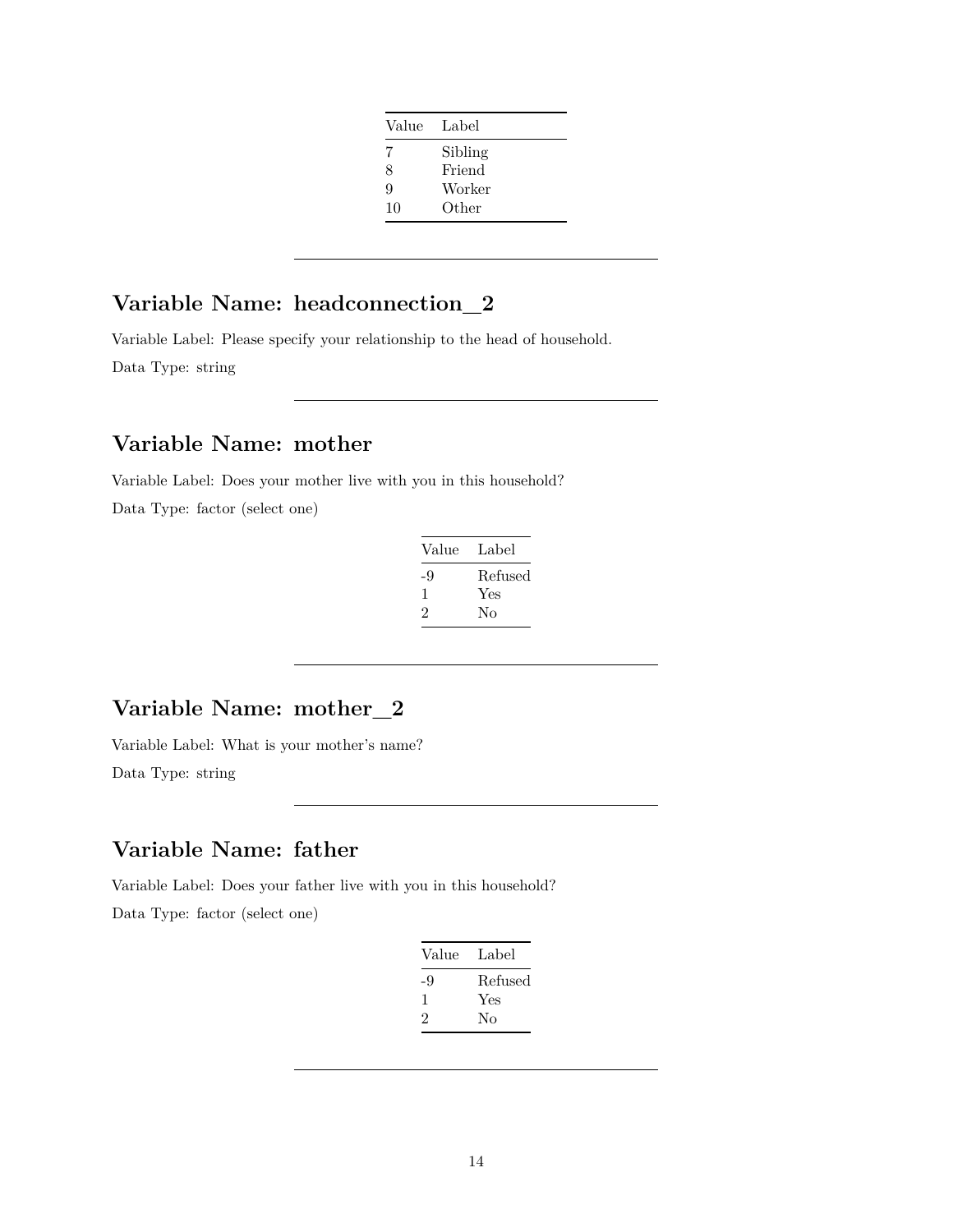| Value | Label |
| --- | --- |
| 7 | Sibling |
| 8 | Friend |
| 9 | Worker |
| 10 | Other |

---

## Variable Name: headconnection_2

Variable Label: Please specify your relationship to the head of household.

Data Type: string

---

## Variable Name: mother

Variable Label: Does your mother live with you in this household?

Data Type: factor (select one)

| Value | Label |
| --- | --- |
| -9 | Refused |
| 1 | Yes |
| 2 | No |

---

## Variable Name: mother_2

Variable Label: What is your mother's name?

Data Type: string

---

## Variable Name: father

Variable Label: Does your father live with you in this household?

Data Type: factor (select one)

| Value | Label |
| --- | --- |
| -9 | Refused |
| 1 | Yes |
| 2 | No |

---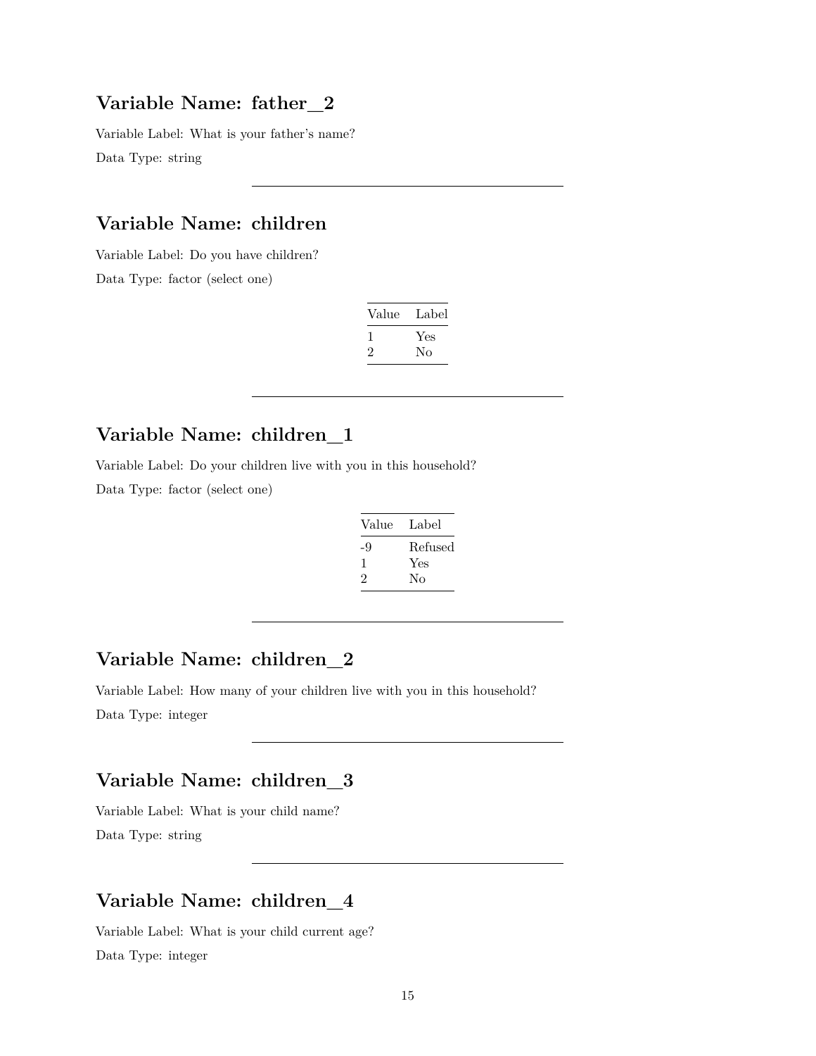## Variable Name: father_2

Variable Label: What is your father's name?

Data Type: string

---

## Variable Name: children

Variable Label: Do you have children?

Data Type: factor (select one)

| Value | Label |
|---|---|
| 1 | Yes |
| 2 | No |

---

## Variable Name: children_1

Variable Label: Do your children live with you in this household?

Data Type: factor (select one)

| Value | Label |
|---|---|
| -9 | Refused |
| 1 | Yes |
| 2 | No |

---

## Variable Name: children_2

Variable Label: How many of your children live with you in this household?

Data Type: integer

---

## Variable Name: children_3

Variable Label: What is your child name?

Data Type: string

---

## Variable Name: children_4

Variable Label: What is your child current age?

Data Type: integer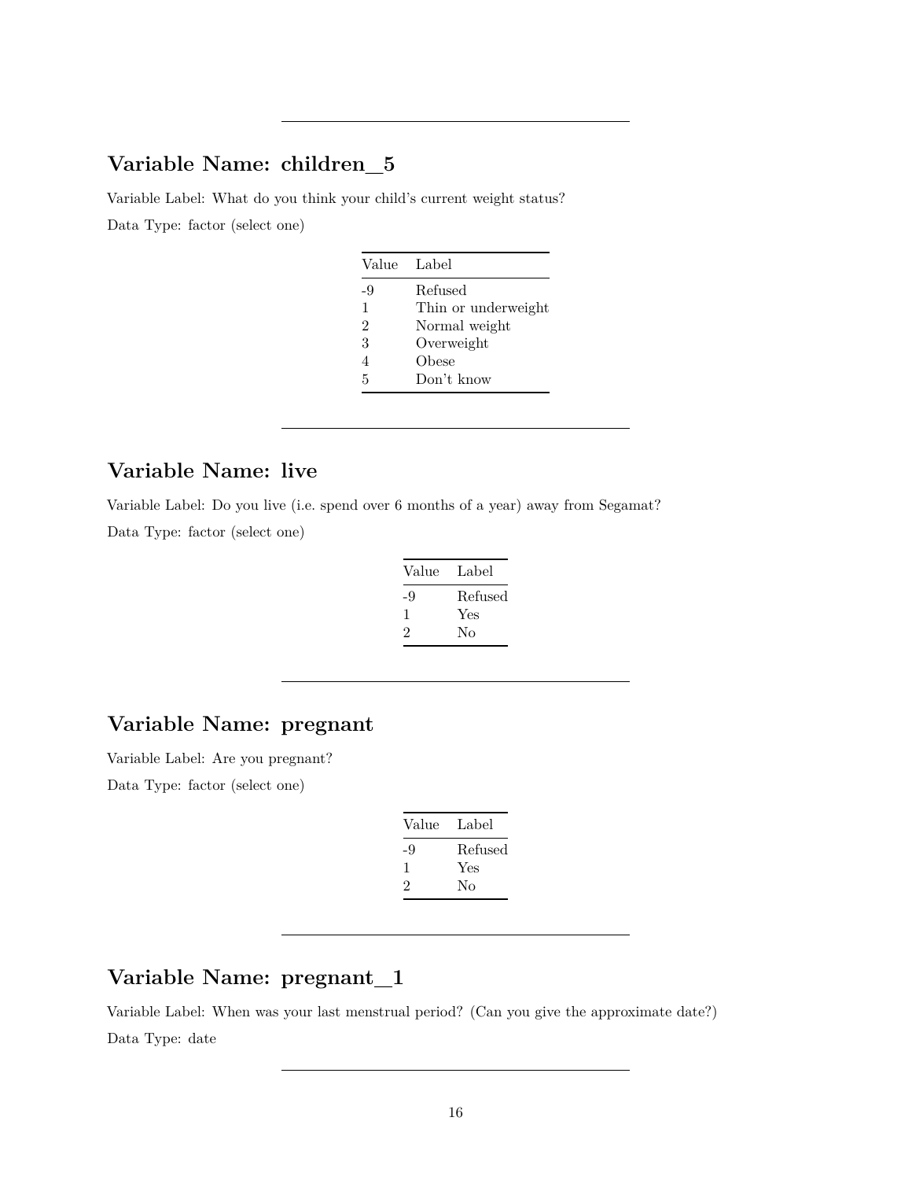---

## Variable Name: children_5

Variable Label: What do you think your child's current weight status?

Data Type: factor (select one)

| Value | Label |
|---|---|
| -9 | Refused |
| 1 | Thin or underweight |
| 2 | Normal weight |
| 3 | Overweight |
| 4 | Obese |
| 5 | Don't know |

---

## Variable Name: live

Variable Label: Do you live (i.e. spend over 6 months of a year) away from Segamat?

Data Type: factor (select one)

| Value | Label |
|---|---|
| -9 | Refused |
| 1 | Yes |
| 2 | No |

---

## Variable Name: pregnant

Variable Label: Are you pregnant?

Data Type: factor (select one)

| Value | Label |
|---|---|
| -9 | Refused |
| 1 | Yes |
| 2 | No |

---

## Variable Name: pregnant_1

Variable Label: When was your last menstrual period? (Can you give the approximate date?)

Data Type: date

---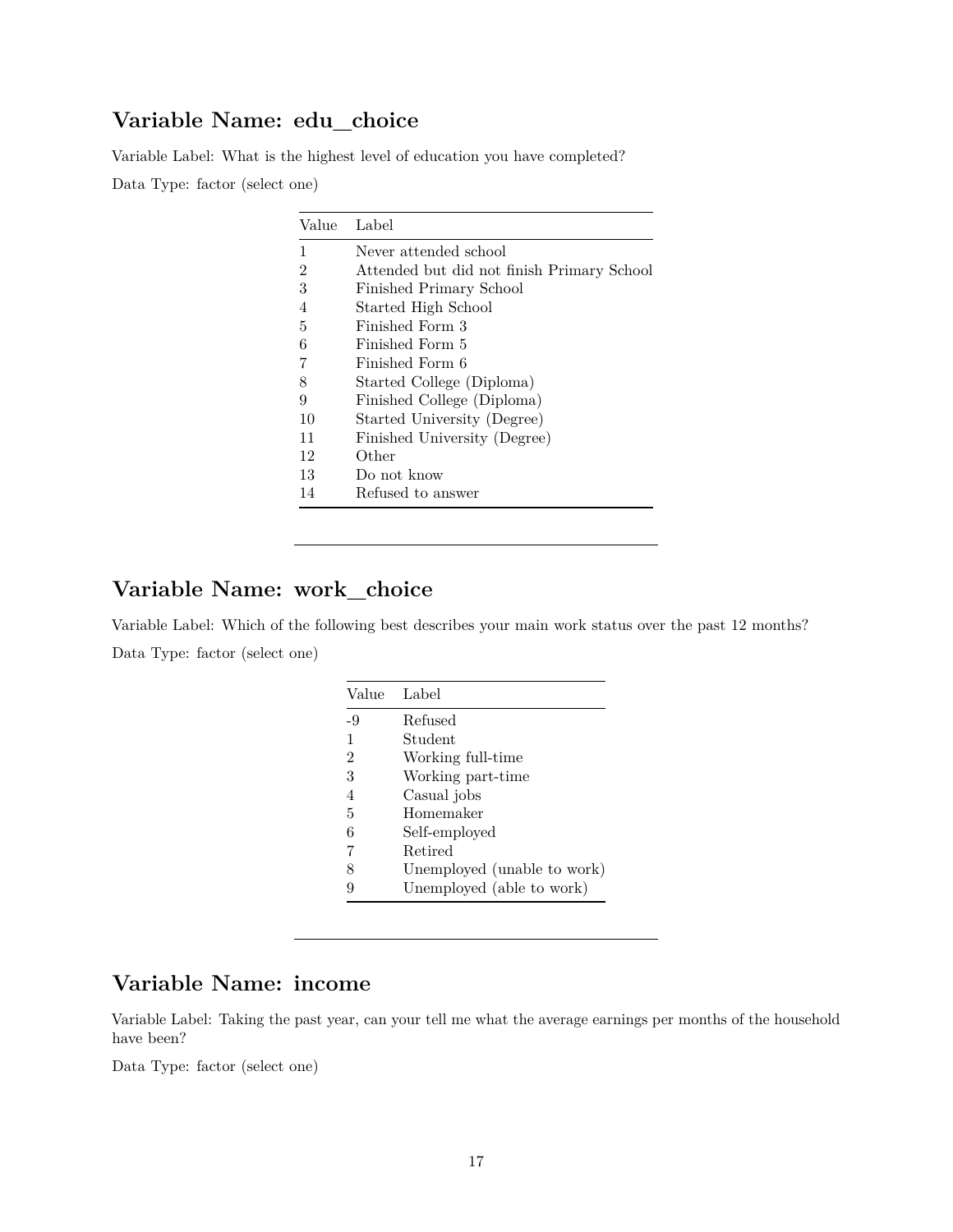## Variable Name: edu_choice

Variable Label: What is the highest level of education you have completed?

Data Type: factor (select one)

| Value | Label |
|---|---|
| 1 | Never attended school |
| 2 | Attended but did not finish Primary School |
| 3 | Finished Primary School |
| 4 | Started High School |
| 5 | Finished Form 3 |
| 6 | Finished Form 5 |
| 7 | Finished Form 6 |
| 8 | Started College (Diploma) |
| 9 | Finished College (Diploma) |
| 10 | Started University (Degree) |
| 11 | Finished University (Degree) |
| 12 | Other |
| 13 | Do not know |
| 14 | Refused to answer |

---

## Variable Name: work_choice

Variable Label: Which of the following best describes your main work status over the past 12 months?

Data Type: factor (select one)

| Value | Label |
|---|---|
| -9 | Refused |
| 1 | Student |
| 2 | Working full-time |
| 3 | Working part-time |
| 4 | Casual jobs |
| 5 | Homemaker |
| 6 | Self-employed |
| 7 | Retired |
| 8 | Unemployed (unable to work) |
| 9 | Unemployed (able to work) |

---

## Variable Name: income

Variable Label: Taking the past year, can your tell me what the average earnings per months of the household have been?

Data Type: factor (select one)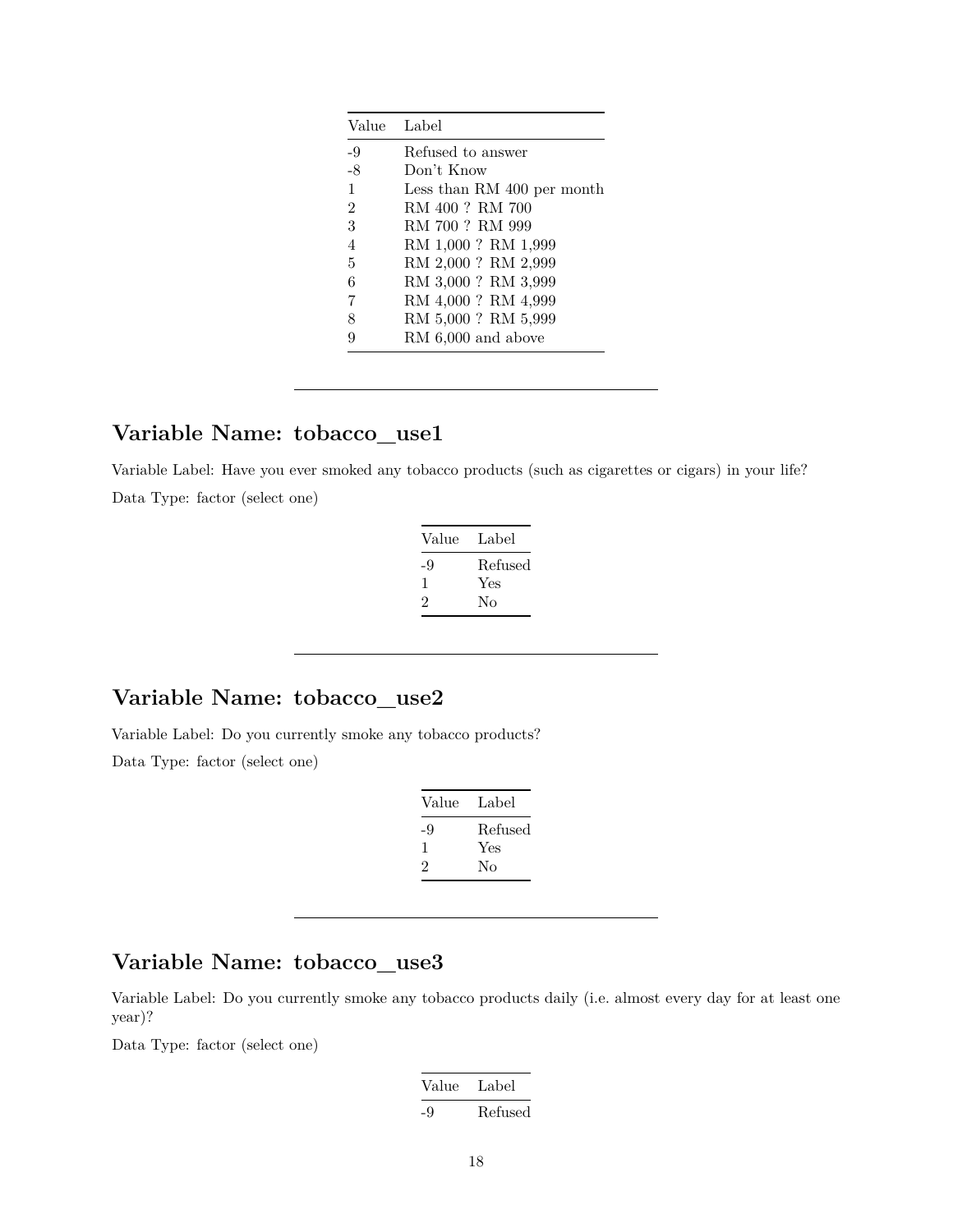| Value | Label |
|---|---|
| -9 | Refused to answer |
| -8 | Don’t Know |
| 1 | Less than RM 400 per month |
| 2 | RM 400 ? RM 700 |
| 3 | RM 700 ? RM 999 |
| 4 | RM 1,000 ? RM 1,999 |
| 5 | RM 2,000 ? RM 2,999 |
| 6 | RM 3,000 ? RM 3,999 |
| 7 | RM 4,000 ? RM 4,999 |
| 8 | RM 5,000 ? RM 5,999 |
| 9 | RM 6,000 and above |

---

## Variable Name: tobacco_use1

Variable Label: Have you ever smoked any tobacco products (such as cigarettes or cigars) in your life?

Data Type: factor (select one)

| Value | Label |
|---|---|
| -9 | Refused |
| 1 | Yes |
| 2 | No |

---

## Variable Name: tobacco_use2

Variable Label: Do you currently smoke any tobacco products?

Data Type: factor (select one)

| Value | Label |
|---|---|
| -9 | Refused |
| 1 | Yes |
| 2 | No |

---

## Variable Name: tobacco_use3

Variable Label: Do you currently smoke any tobacco products daily (i.e. almost every day for at least one year)?

Data Type: factor (select one)

| Value | Label |
|---|---|
| -9 | Refused |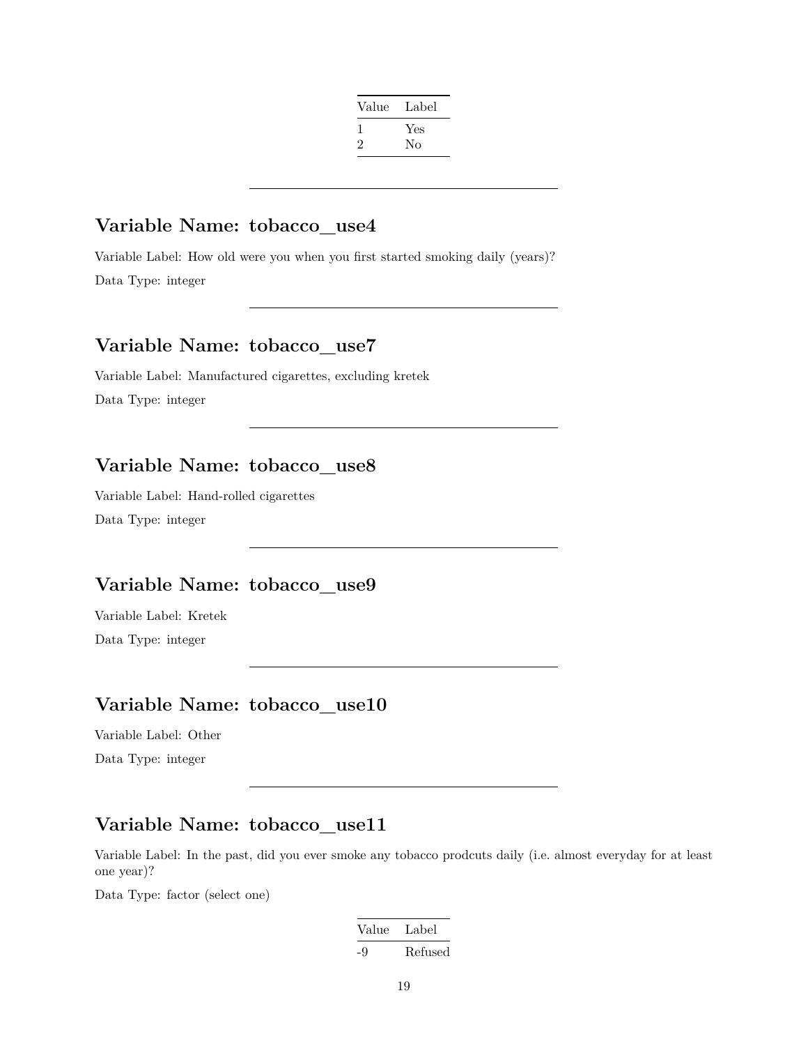| Value | Label |
|---|---|
| 1 | Yes |
| 2 | No |

---

## Variable Name: tobacco_use4

Variable Label: How old were you when you first started smoking daily (years)?

Data Type: integer

---

## Variable Name: tobacco_use7

Variable Label: Manufactured cigarettes, excluding kretek

Data Type: integer

---

## Variable Name: tobacco_use8

Variable Label: Hand-rolled cigarettes

Data Type: integer

---

## Variable Name: tobacco_use9

Variable Label: Kretek

Data Type: integer

---

## Variable Name: tobacco_use10

Variable Label: Other

Data Type: integer

---

## Variable Name: tobacco_use11

Variable Label: In the past, did you ever smoke any tobacco prodcuts daily (i.e. almost everyday for at least one year)?

Data Type: factor (select one)

| Value | Label |
|---|---|
| -9 | Refused |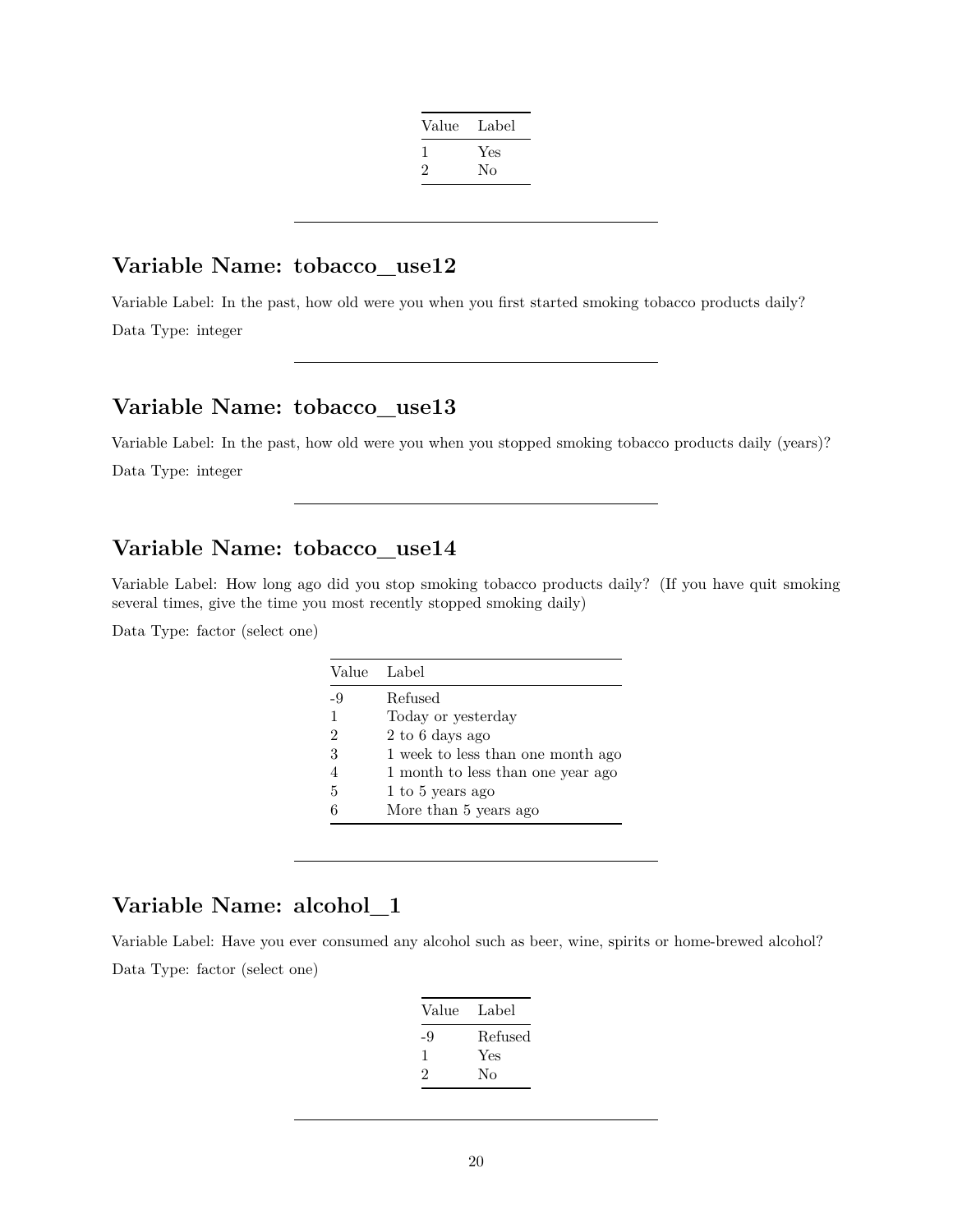| Value | Label |
|---|---|
| 1 | Yes |
| 2 | No |

---

## Variable Name: tobacco_use12

Variable Label: In the past, how old were you when you first started smoking tobacco products daily?

Data Type: integer

---

## Variable Name: tobacco_use13

Variable Label: In the past, how old were you when you stopped smoking tobacco products daily (years)?

Data Type: integer

---

## Variable Name: tobacco_use14

Variable Label: How long ago did you stop smoking tobacco products daily? (If you have quit smoking several times, give the time you most recently stopped smoking daily)

Data Type: factor (select one)

| Value | Label |
|---|---|
| -9 | Refused |
| 1 | Today or yesterday |
| 2 | 2 to 6 days ago |
| 3 | 1 week to less than one month ago |
| 4 | 1 month to less than one year ago |
| 5 | 1 to 5 years ago |
| 6 | More than 5 years ago |

---

## Variable Name: alcohol_1

Variable Label: Have you ever consumed any alcohol such as beer, wine, spirits or home-brewed alcohol?

Data Type: factor (select one)

| Value | Label |
|---|---|
| -9 | Refused |
| 1 | Yes |
| 2 | No |

---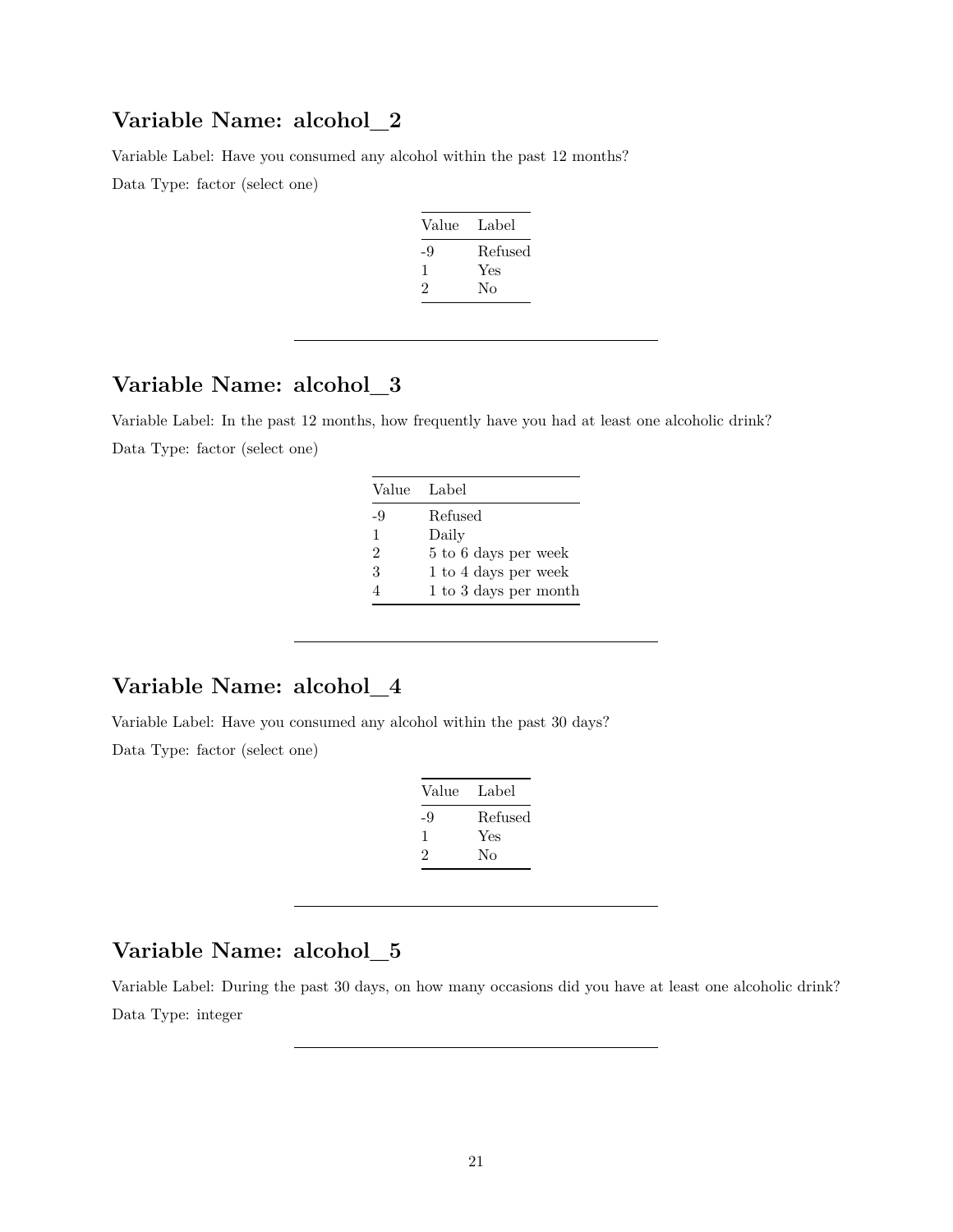## Variable Name: alcohol_2

Variable Label: Have you consumed any alcohol within the past 12 months?

Data Type: factor (select one)

| Value | Label |
|---|---|
| -9 | Refused |
| 1 | Yes |
| 2 | No |

---

## Variable Name: alcohol_3

Variable Label: In the past 12 months, how frequently have you had at least one alcoholic drink?

Data Type: factor (select one)

| Value | Label |
|---|---|
| -9 | Refused |
| 1 | Daily |
| 2 | 5 to 6 days per week |
| 3 | 1 to 4 days per week |
| 4 | 1 to 3 days per month |

---

## Variable Name: alcohol_4

Variable Label: Have you consumed any alcohol within the past 30 days?

Data Type: factor (select one)

| Value | Label |
|---|---|
| -9 | Refused |
| 1 | Yes |
| 2 | No |

---

## Variable Name: alcohol_5

Variable Label: During the past 30 days, on how many occasions did you have at least one alcoholic drink?

Data Type: integer

---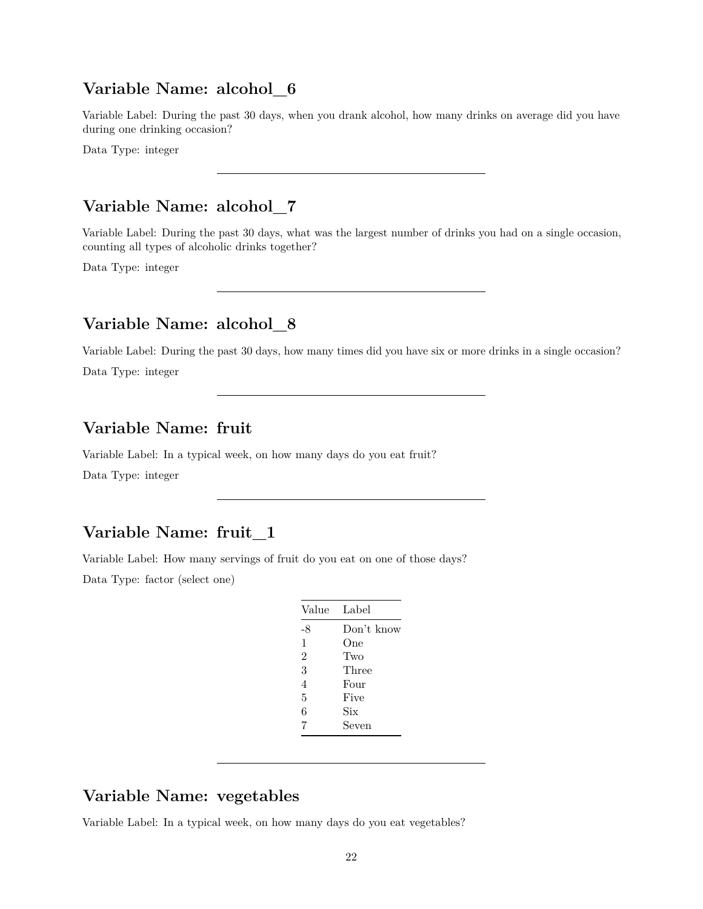## Variable Name: alcohol_6

Variable Label: During the past 30 days, when you drank alcohol, how many drinks on average did you have during one drinking occasion?

Data Type: integer

---

## Variable Name: alcohol_7

Variable Label: During the past 30 days, what was the largest number of drinks you had on a single occasion, counting all types of alcoholic drinks together?

Data Type: integer

---

## Variable Name: alcohol_8

Variable Label: During the past 30 days, how many times did you have six or more drinks in a single occasion?

Data Type: integer

---

## Variable Name: fruit

Variable Label: In a typical week, on how many days do you eat fruit?

Data Type: integer

---

## Variable Name: fruit_1

Variable Label: How many servings of fruit do you eat on one of those days?

Data Type: factor (select one)

| Value | Label |
|---|---|
| -8 | Don't know |
| 1 | One |
| 2 | Two |
| 3 | Three |
| 4 | Four |
| 5 | Five |
| 6 | Six |
| 7 | Seven |

---

## Variable Name: vegetables

Variable Label: In a typical week, on how many days do you eat vegetables?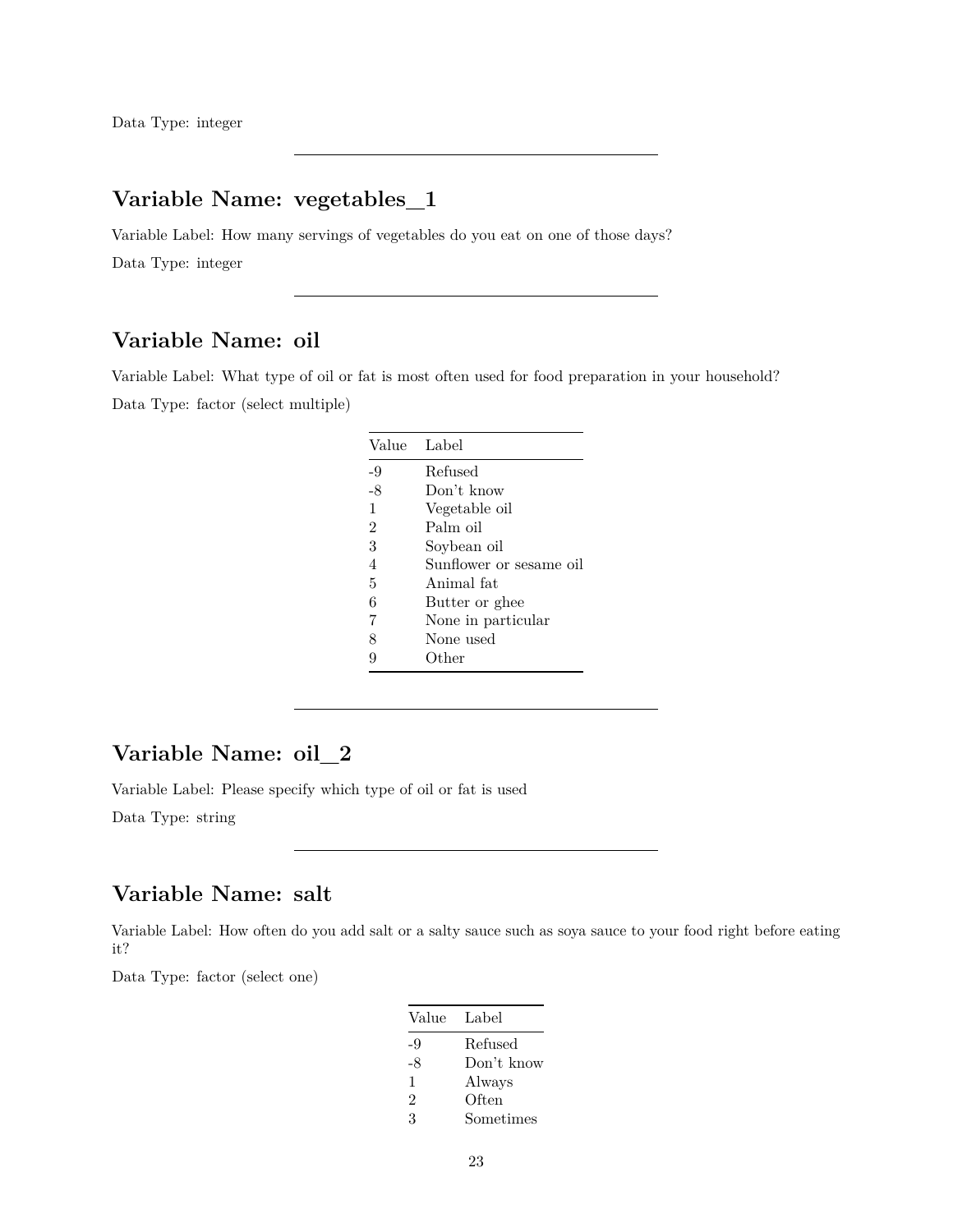Data Type: integer

---

## Variable Name: vegetables_1

Variable Label: How many servings of vegetables do you eat on one of those days?

Data Type: integer

---

## Variable Name: oil

Variable Label: What type of oil or fat is most often used for food preparation in your household?

Data Type: factor (select multiple)

| Value | Label |
|---|---|
| -9 | Refused |
| -8 | Don't know |
| 1 | Vegetable oil |
| 2 | Palm oil |
| 3 | Soybean oil |
| 4 | Sunflower or sesame oil |
| 5 | Animal fat |
| 6 | Butter or ghee |
| 7 | None in particular |
| 8 | None used |
| 9 | Other |

---

## Variable Name: oil_2

Variable Label: Please specify which type of oil or fat is used

Data Type: string

---

## Variable Name: salt

Variable Label: How often do you add salt or a salty sauce such as soya sauce to your food right before eating it?

Data Type: factor (select one)

| Value | Label |
|---|---|
| -9 | Refused |
| -8 | Don't know |
| 1 | Always |
| 2 | Often |
| 3 | Sometimes |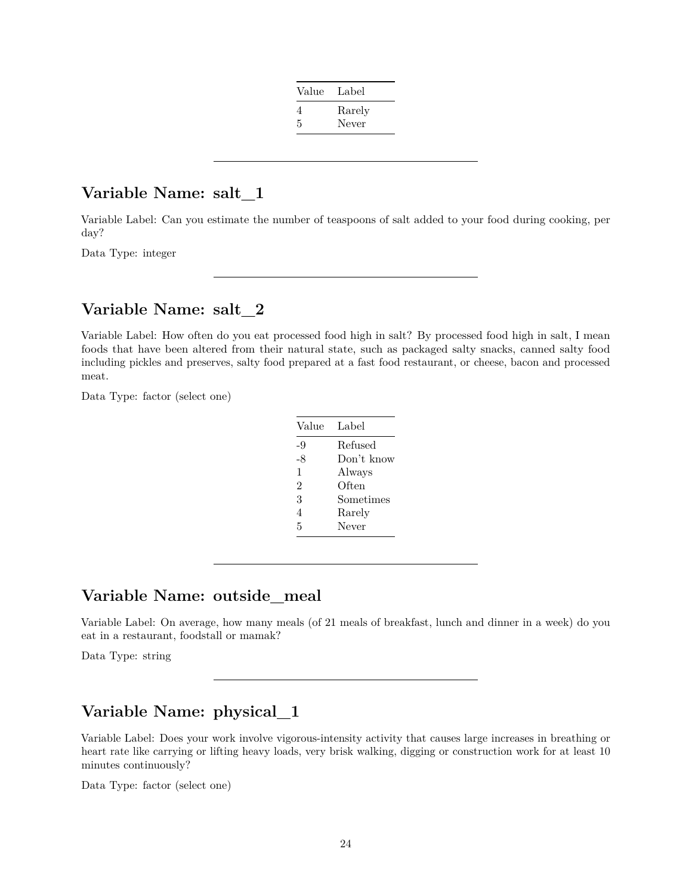| Value | Label |
|---|---|
| 4 | Rarely |
| 5 | Never |

---

## Variable Name: salt_1

Variable Label: Can you estimate the number of teaspoons of salt added to your food during cooking, per day?

Data Type: integer

---

## Variable Name: salt_2

Variable Label: How often do you eat processed food high in salt? By processed food high in salt, I mean foods that have been altered from their natural state, such as packaged salty snacks, canned salty food including pickles and preserves, salty food prepared at a fast food restaurant, or cheese, bacon and processed meat.

Data Type: factor (select one)

| Value | Label |
|---|---|
| -9 | Refused |
| -8 | Don't know |
| 1 | Always |
| 2 | Often |
| 3 | Sometimes |
| 4 | Rarely |
| 5 | Never |

---

## Variable Name: outside_meal

Variable Label: On average, how many meals (of 21 meals of breakfast, lunch and dinner in a week) do you eat in a restaurant, foodstall or mamak?

Data Type: string

---

## Variable Name: physical_1

Variable Label: Does your work involve vigorous-intensity activity that causes large increases in breathing or heart rate like carrying or lifting heavy loads, very brisk walking, digging or construction work for at least 10 minutes continuously?

Data Type: factor (select one)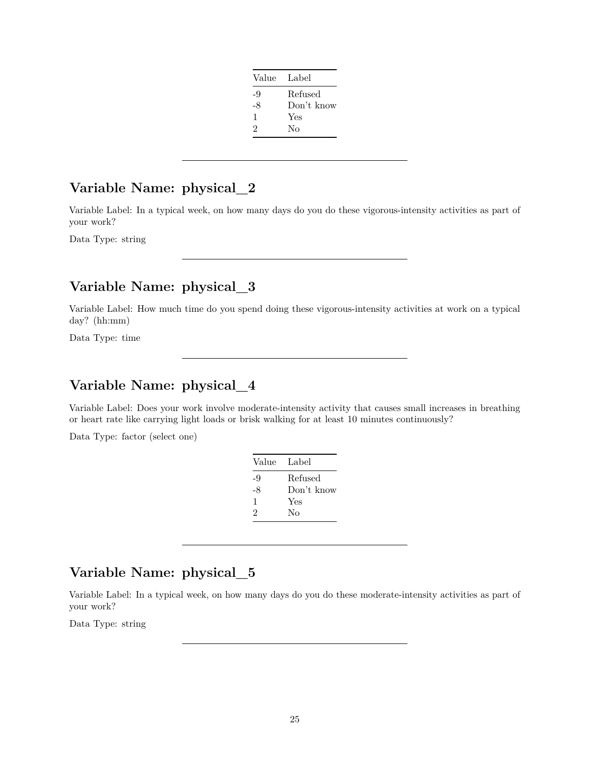| Value | Label |
|---|---|
| -9 | Refused |
| -8 | Don't know |
| 1 | Yes |
| 2 | No |

---

## Variable Name: physical_2

Variable Label: In a typical week, on how many days do you do these vigorous-intensity activities as part of your work?

Data Type: string

---

## Variable Name: physical_3

Variable Label: How much time do you spend doing these vigorous-intensity activities at work on a typical day? (hh:mm)

Data Type: time

---

## Variable Name: physical_4

Variable Label: Does your work involve moderate-intensity activity that causes small increases in breathing or heart rate like carrying light loads or brisk walking for at least 10 minutes continuously?

Data Type: factor (select one)

| Value | Label |
|---|---|
| -9 | Refused |
| -8 | Don't know |
| 1 | Yes |
| 2 | No |

---

## Variable Name: physical_5

Variable Label: In a typical week, on how many days do you do these moderate-intensity activities as part of your work?

Data Type: string

---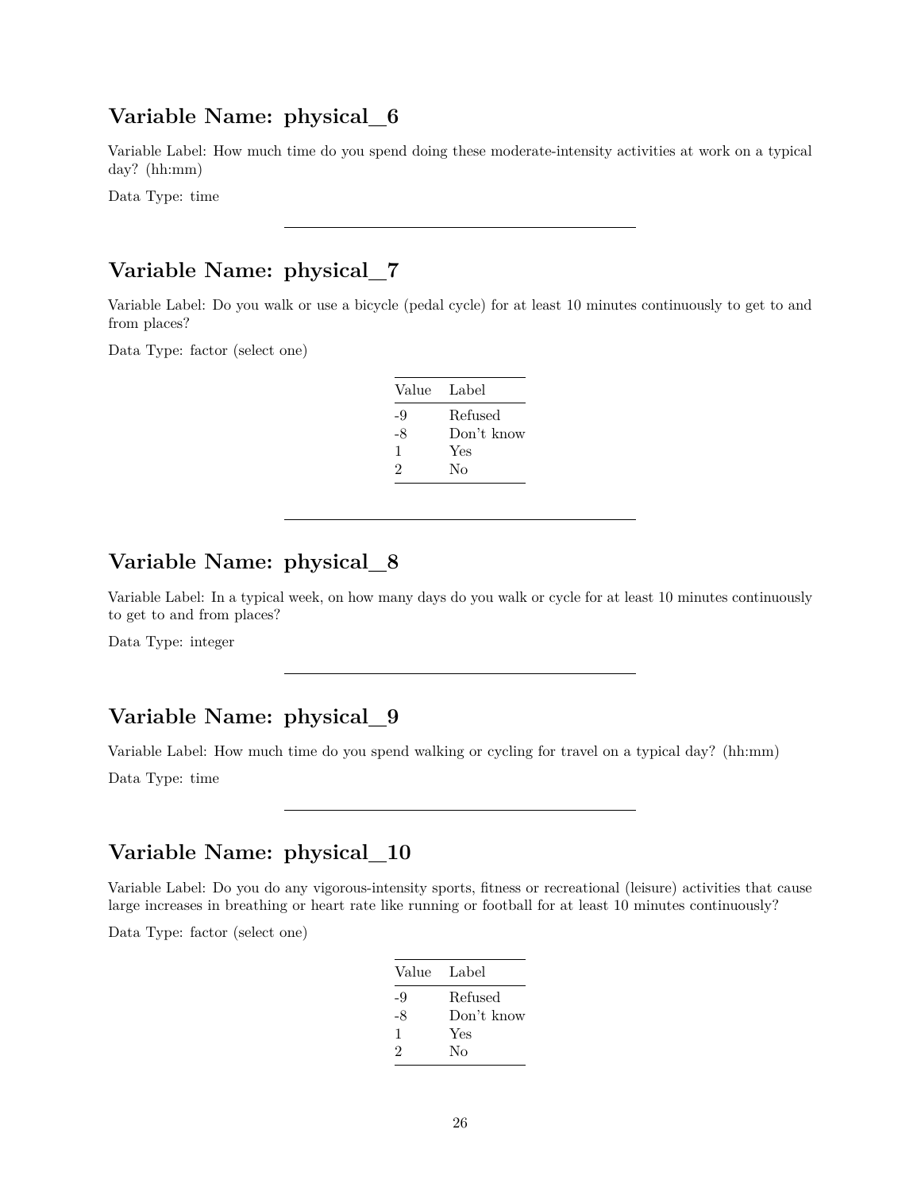## Variable Name: physical_6

Variable Label: How much time do you spend doing these moderate-intensity activities at work on a typical day? (hh:mm)

Data Type: time

---

## Variable Name: physical_7

Variable Label: Do you walk or use a bicycle (pedal cycle) for at least 10 minutes continuously to get to and from places?

Data Type: factor (select one)

| Value | Label |
|---|---|
| -9 | Refused |
| -8 | Don't know |
| 1 | Yes |
| 2 | No |

---

## Variable Name: physical_8

Variable Label: In a typical week, on how many days do you walk or cycle for at least 10 minutes continuously to get to and from places?

Data Type: integer

---

## Variable Name: physical_9

Variable Label: How much time do you spend walking or cycling for travel on a typical day? (hh:mm)

Data Type: time

---

## Variable Name: physical_10

Variable Label: Do you do any vigorous-intensity sports, fitness or recreational (leisure) activities that cause large increases in breathing or heart rate like running or football for at least 10 minutes continuously?

Data Type: factor (select one)

| Value | Label |
|---|---|
| -9 | Refused |
| -8 | Don't know |
| 1 | Yes |
| 2 | No |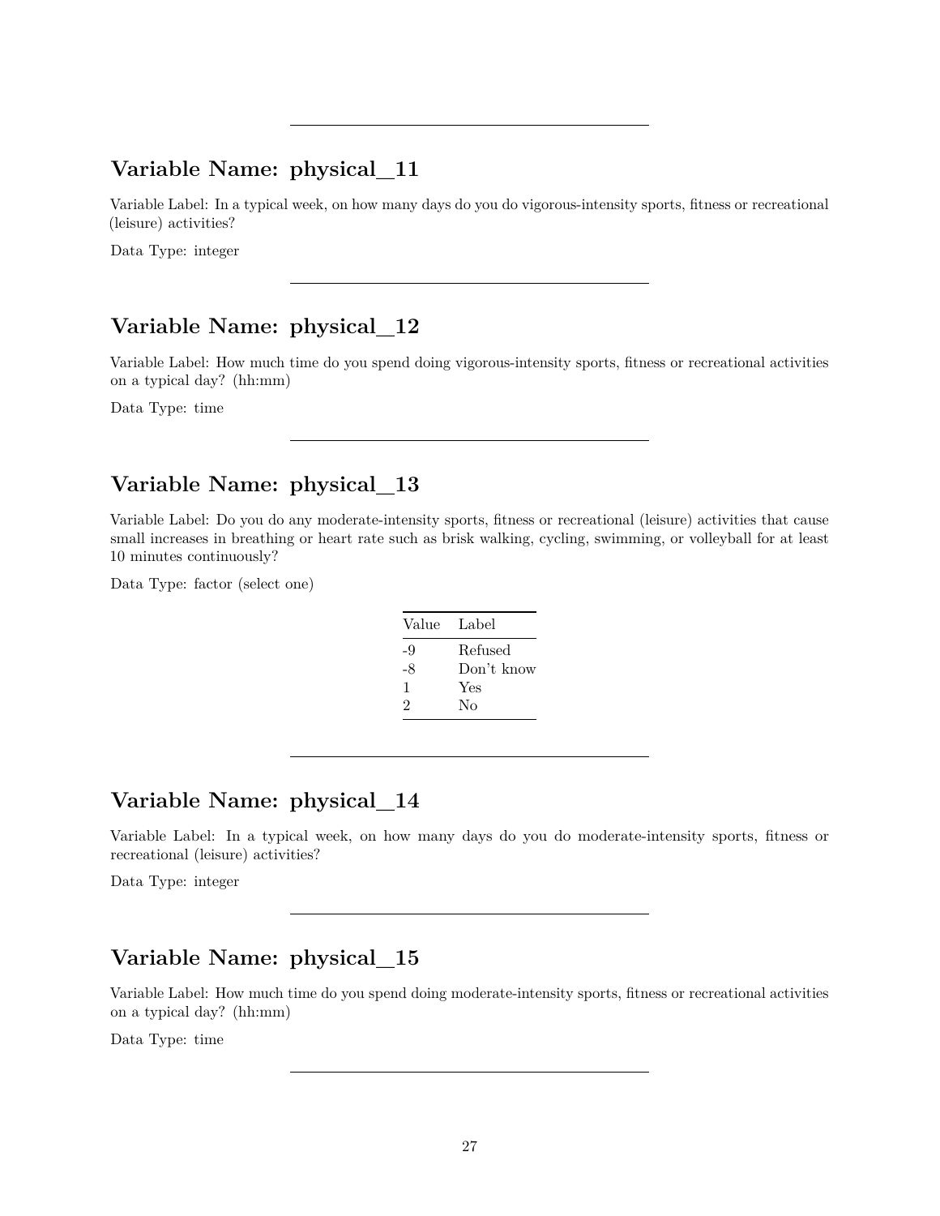---

## Variable Name: physical_11

Variable Label: In a typical week, on how many days do you do vigorous-intensity sports, fitness or recreational (leisure) activities?

Data Type: integer

---

## Variable Name: physical_12

Variable Label: How much time do you spend doing vigorous-intensity sports, fitness or recreational activities on a typical day? (hh:mm)

Data Type: time

---

## Variable Name: physical_13

Variable Label: Do you do any moderate-intensity sports, fitness or recreational (leisure) activities that cause small increases in breathing or heart rate such as brisk walking, cycling, swimming, or volleyball for at least 10 minutes continuously?

Data Type: factor (select one)

| Value | Label |
|---|---|
| -9 | Refused |
| -8 | Don't know |
| 1 | Yes |
| 2 | No |

---

## Variable Name: physical_14

Variable Label: In a typical week, on how many days do you do moderate-intensity sports, fitness or recreational (leisure) activities?

Data Type: integer

---

## Variable Name: physical_15

Variable Label: How much time do you spend doing moderate-intensity sports, fitness or recreational activities on a typical day? (hh:mm)

Data Type: time

---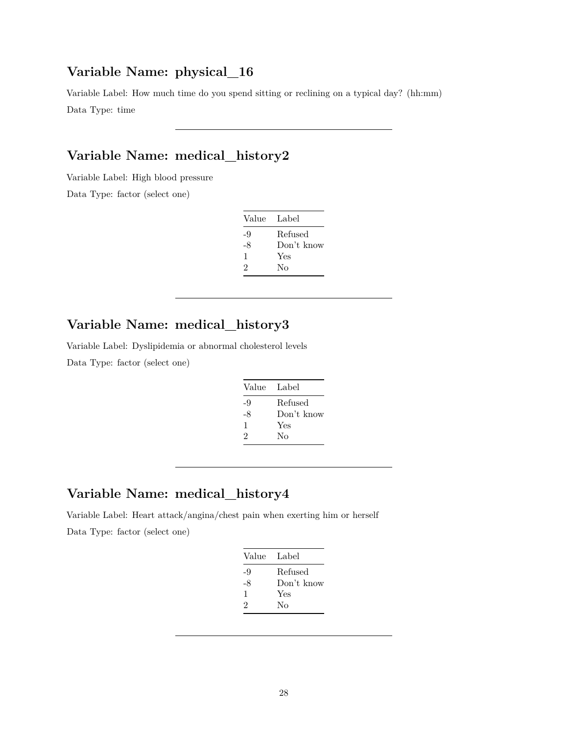## Variable Name: physical_16

Variable Label: How much time do you spend sitting or reclining on a typical day? (hh:mm)

Data Type: time

---

## Variable Name: medical_history2

Variable Label: High blood pressure

Data Type: factor (select one)

| Value | Label |
|---|---|
| -9 | Refused |
| -8 | Don't know |
| 1 | Yes |
| 2 | No |

---

## Variable Name: medical_history3

Variable Label: Dyslipidemia or abnormal cholesterol levels

Data Type: factor (select one)

| Value | Label |
|---|---|
| -9 | Refused |
| -8 | Don't know |
| 1 | Yes |
| 2 | No |

---

## Variable Name: medical_history4

Variable Label: Heart attack/angina/chest pain when exerting him or herself

Data Type: factor (select one)

| Value | Label |
|---|---|
| -9 | Refused |
| -8 | Don't know |
| 1 | Yes |
| 2 | No |

---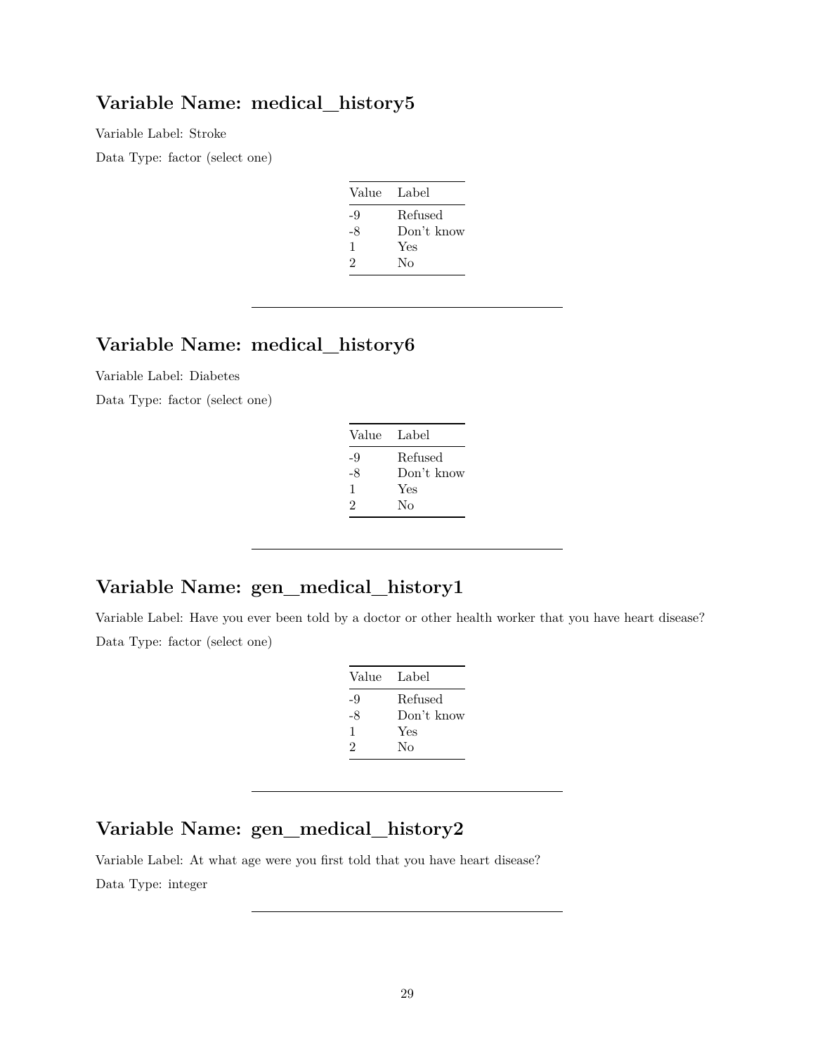## Variable Name: medical_history5

Variable Label: Stroke

Data Type: factor (select one)

| Value | Label |
|---|---|
| -9 | Refused |
| -8 | Don't know |
| 1 | Yes |
| 2 | No |

---

## Variable Name: medical_history6

Variable Label: Diabetes

Data Type: factor (select one)

| Value | Label |
|---|---|
| -9 | Refused |
| -8 | Don't know |
| 1 | Yes |
| 2 | No |

---

## Variable Name: gen_medical_history1

Variable Label: Have you ever been told by a doctor or other health worker that you have heart disease?

Data Type: factor (select one)

| Value | Label |
|---|---|
| -9 | Refused |
| -8 | Don't know |
| 1 | Yes |
| 2 | No |

---

## Variable Name: gen_medical_history2

Variable Label: At what age were you first told that you have heart disease?

Data Type: integer

---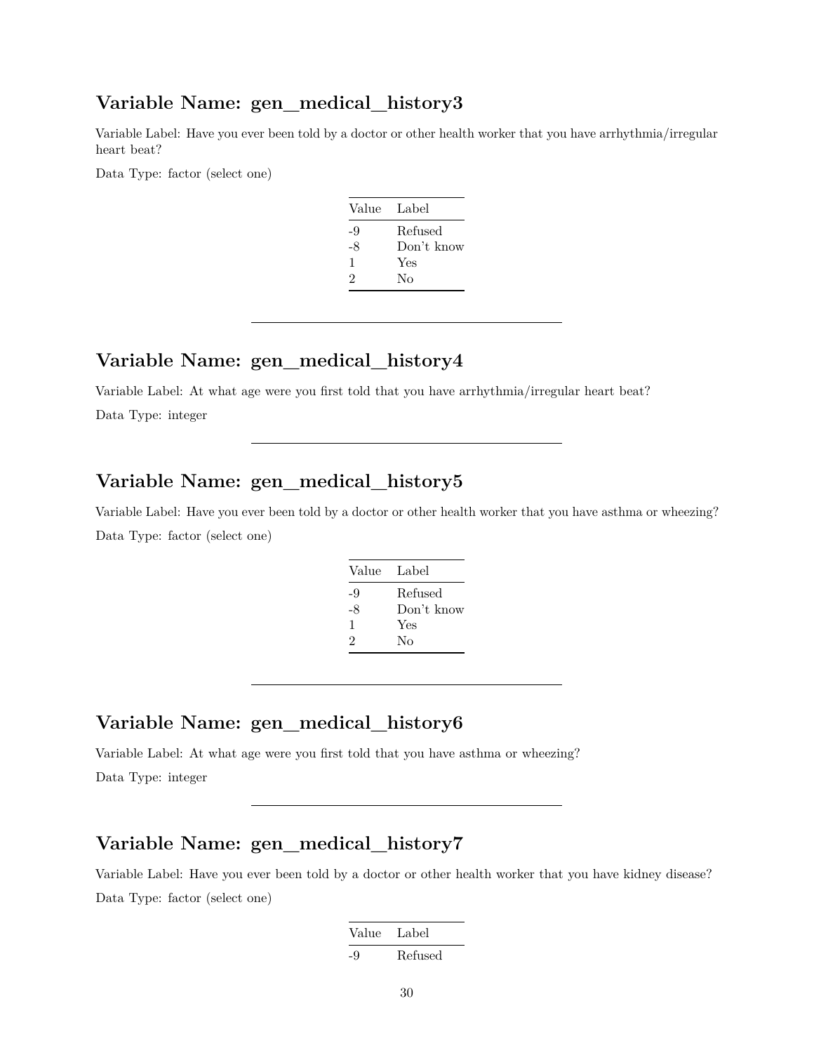## Variable Name: gen_medical_history3

Variable Label: Have you ever been told by a doctor or other health worker that you have arrhythmia/irregular heart beat?

Data Type: factor (select one)

| Value | Label |
|---|---|
| -9 | Refused |
| -8 | Don't know |
| 1 | Yes |
| 2 | No |

---

## Variable Name: gen_medical_history4

Variable Label: At what age were you first told that you have arrhythmia/irregular heart beat?

Data Type: integer

---

## Variable Name: gen_medical_history5

Variable Label: Have you ever been told by a doctor or other health worker that you have asthma or wheezing?

Data Type: factor (select one)

| Value | Label |
|---|---|
| -9 | Refused |
| -8 | Don't know |
| 1 | Yes |
| 2 | No |

---

## Variable Name: gen_medical_history6

Variable Label: At what age were you first told that you have asthma or wheezing?

Data Type: integer

---

## Variable Name: gen_medical_history7

Variable Label: Have you ever been told by a doctor or other health worker that you have kidney disease?

Data Type: factor (select one)

| Value | Label |
|---|---|
| -9 | Refused |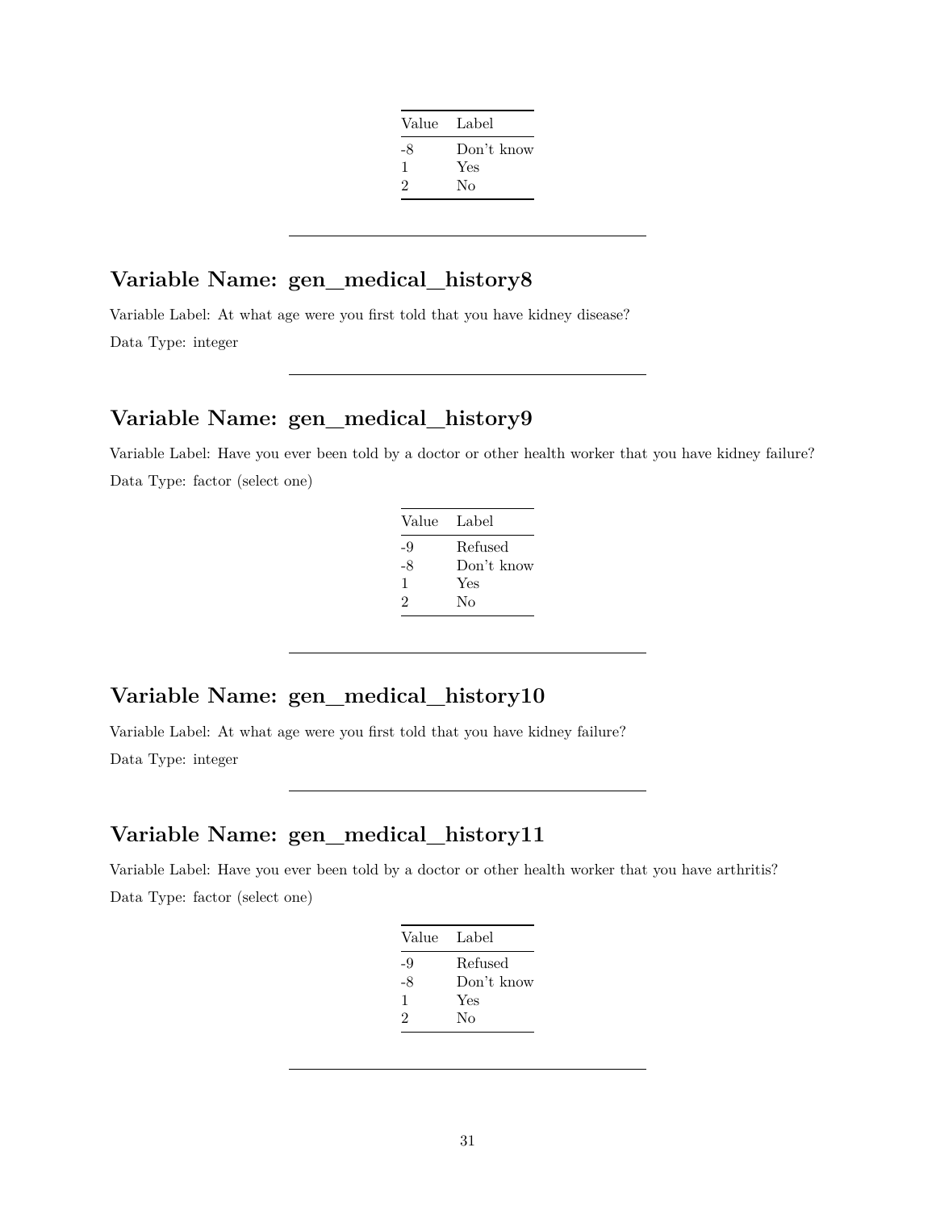| Value | Label |
|---|---|
| -8 | Don't know |
| 1 | Yes |
| 2 | No |

---

## Variable Name: gen_medical_history8

Variable Label: At what age were you first told that you have kidney disease?

Data Type: integer

---

## Variable Name: gen_medical_history9

Variable Label: Have you ever been told by a doctor or other health worker that you have kidney failure?

Data Type: factor (select one)

| Value | Label |
|---|---|
| -9 | Refused |
| -8 | Don't know |
| 1 | Yes |
| 2 | No |

---

## Variable Name: gen_medical_history10

Variable Label: At what age were you first told that you have kidney failure?

Data Type: integer

---

## Variable Name: gen_medical_history11

Variable Label: Have you ever been told by a doctor or other health worker that you have arthritis?

Data Type: factor (select one)

| Value | Label |
|---|---|
| -9 | Refused |
| -8 | Don't know |
| 1 | Yes |
| 2 | No |

---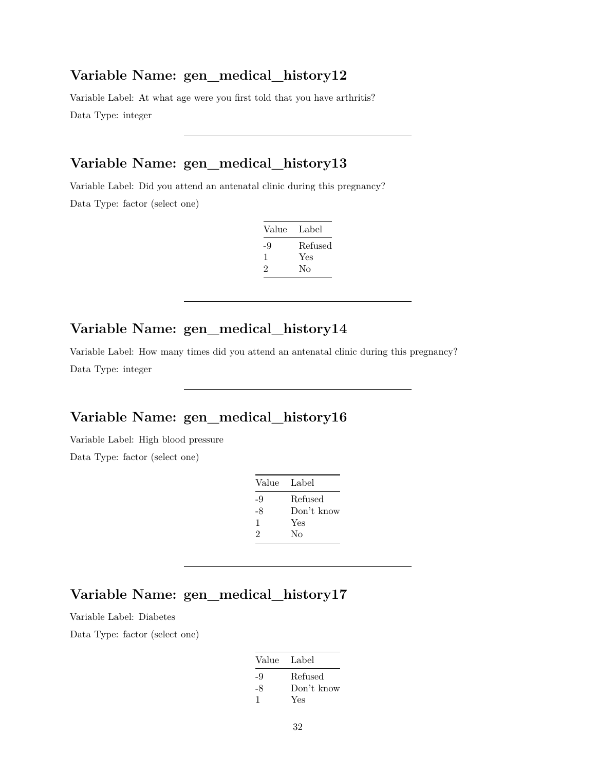## Variable Name: gen_medical_history12

Variable Label: At what age were you first told that you have arthritis?

Data Type: integer

---

## Variable Name: gen_medical_history13

Variable Label: Did you attend an antenatal clinic during this pregnancy?

Data Type: factor (select one)

| Value | Label |
|---|---|
| -9 | Refused |
| 1 | Yes |
| 2 | No |

---

## Variable Name: gen_medical_history14

Variable Label: How many times did you attend an antenatal clinic during this pregnancy?

Data Type: integer

---

## Variable Name: gen_medical_history16

Variable Label: High blood pressure

Data Type: factor (select one)

| Value | Label |
|---|---|
| -9 | Refused |
| -8 | Don't know |
| 1 | Yes |
| 2 | No |

---

## Variable Name: gen_medical_history17

Variable Label: Diabetes

Data Type: factor (select one)

| Value | Label |
|---|---|
| -9 | Refused |
| -8 | Don't know |
| 1 | Yes |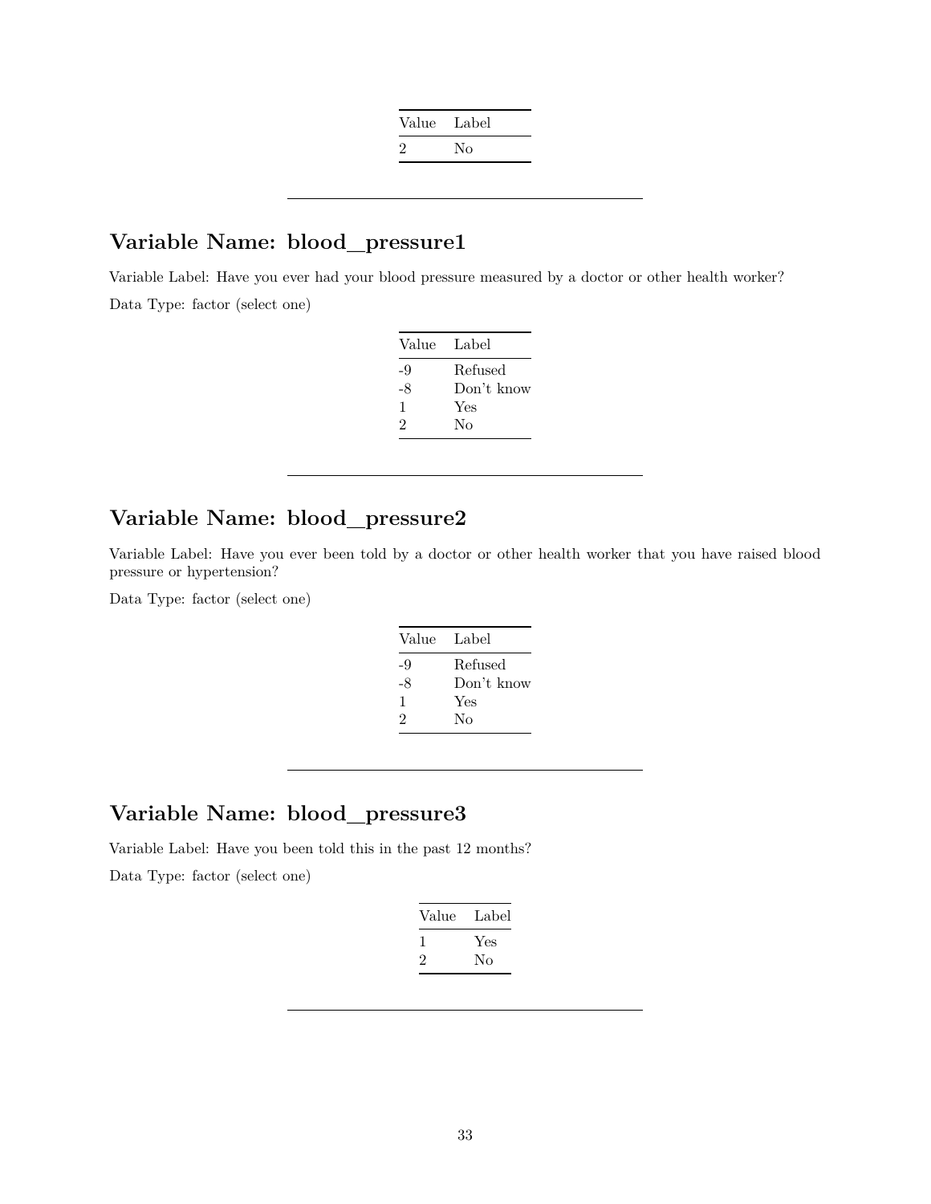| Value | Label |
|---|---|
| 2 | No |

---

## Variable Name: blood_pressure1

Variable Label: Have you ever had your blood pressure measured by a doctor or other health worker?

Data Type: factor (select one)

| Value | Label |
|---|---|
| -9 | Refused |
| -8 | Don't know |
| 1 | Yes |
| 2 | No |

---

## Variable Name: blood_pressure2

Variable Label: Have you ever been told by a doctor or other health worker that you have raised blood pressure or hypertension?

Data Type: factor (select one)

| Value | Label |
|---|---|
| -9 | Refused |
| -8 | Don't know |
| 1 | Yes |
| 2 | No |

---

## Variable Name: blood_pressure3

Variable Label: Have you been told this in the past 12 months?

Data Type: factor (select one)

| Value | Label |
|---|---|
| 1 | Yes |
| 2 | No |

---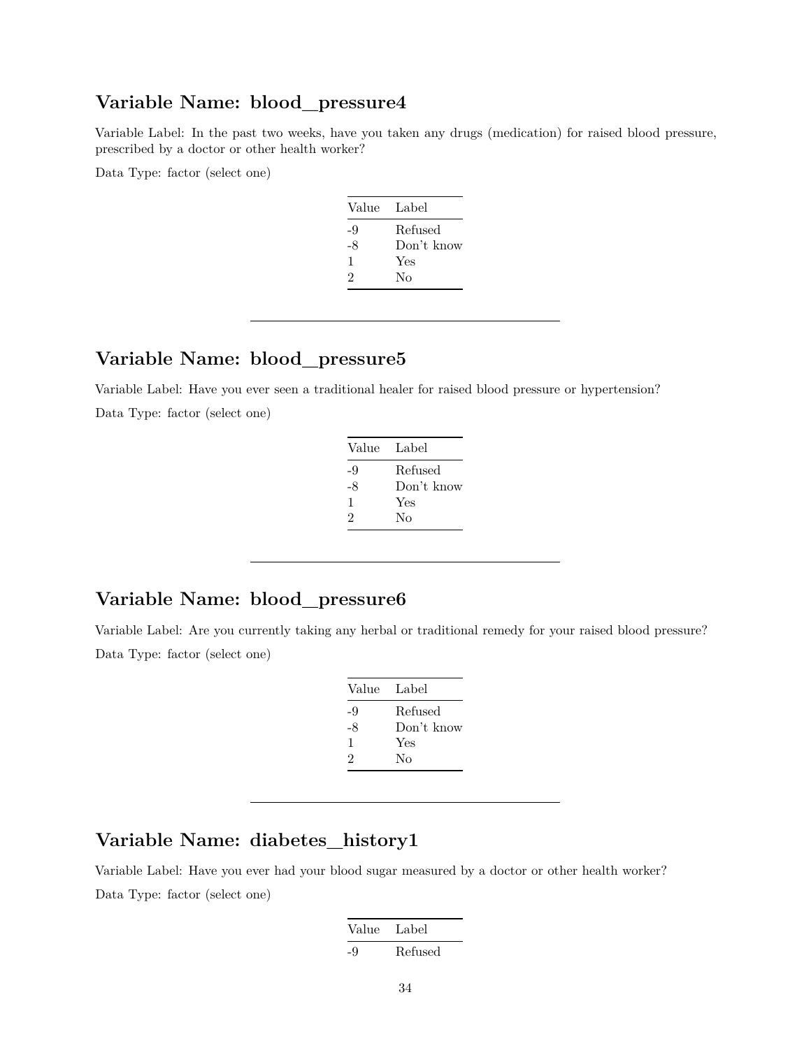## Variable Name: blood_pressure4

Variable Label: In the past two weeks, have you taken any drugs (medication) for raised blood pressure, prescribed by a doctor or other health worker?

Data Type: factor (select one)

| Value | Label |
|---|---|
| -9 | Refused |
| -8 | Don't know |
| 1 | Yes |
| 2 | No |

---

## Variable Name: blood_pressure5

Variable Label: Have you ever seen a traditional healer for raised blood pressure or hypertension?

Data Type: factor (select one)

| Value | Label |
|---|---|
| -9 | Refused |
| -8 | Don't know |
| 1 | Yes |
| 2 | No |

---

## Variable Name: blood_pressure6

Variable Label: Are you currently taking any herbal or traditional remedy for your raised blood pressure?

Data Type: factor (select one)

| Value | Label |
|---|---|
| -9 | Refused |
| -8 | Don't know |
| 1 | Yes |
| 2 | No |

---

## Variable Name: diabetes_history1

Variable Label: Have you ever had your blood sugar measured by a doctor or other health worker?

Data Type: factor (select one)

| Value | Label |
|---|---|
| -9 | Refused |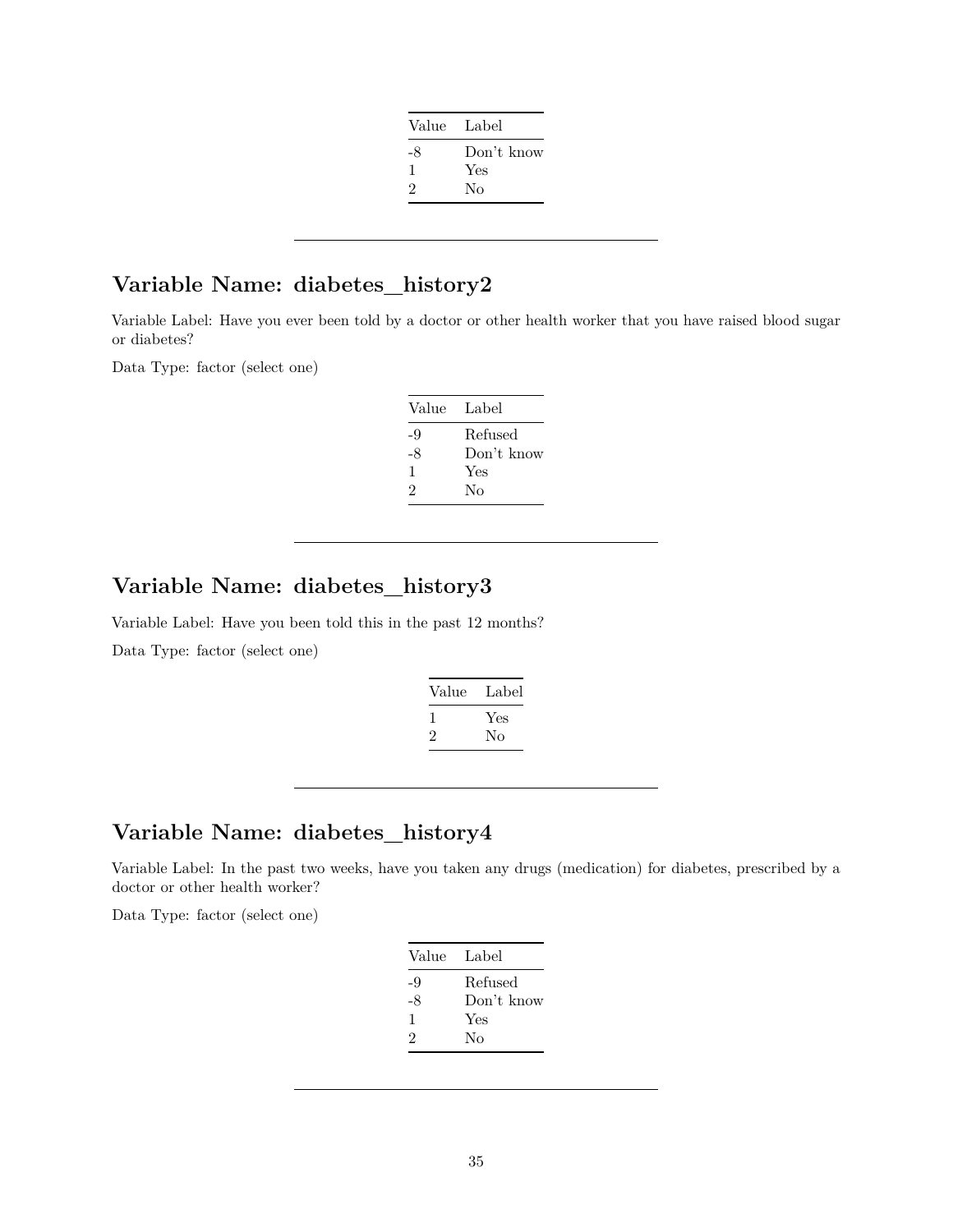| Value | Label |
|---|---|
| -8 | Don't know |
| 1 | Yes |
| 2 | No |

---

## Variable Name: diabetes_history2

Variable Label: Have you ever been told by a doctor or other health worker that you have raised blood sugar or diabetes?

Data Type: factor (select one)

| Value | Label |
|---|---|
| -9 | Refused |
| -8 | Don't know |
| 1 | Yes |
| 2 | No |

---

## Variable Name: diabetes_history3

Variable Label: Have you been told this in the past 12 months?

Data Type: factor (select one)

| Value | Label |
|---|---|
| 1 | Yes |
| 2 | No |

---

## Variable Name: diabetes_history4

Variable Label: In the past two weeks, have you taken any drugs (medication) for diabetes, prescribed by a doctor or other health worker?

Data Type: factor (select one)

| Value | Label |
|---|---|
| -9 | Refused |
| -8 | Don't know |
| 1 | Yes |
| 2 | No |

---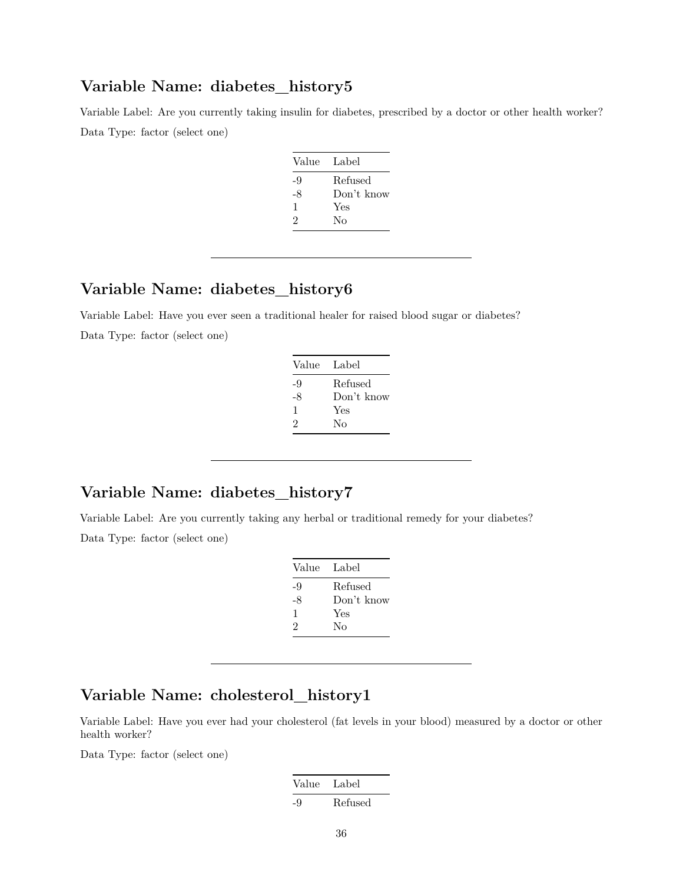## Variable Name: diabetes_history5

Variable Label: Are you currently taking insulin for diabetes, prescribed by a doctor or other health worker?

Data Type: factor (select one)

| Value | Label |
|---|---|
| -9 | Refused |
| -8 | Don't know |
| 1 | Yes |
| 2 | No |

---

## Variable Name: diabetes_history6

Variable Label: Have you ever seen a traditional healer for raised blood sugar or diabetes?

Data Type: factor (select one)

| Value | Label |
|---|---|
| -9 | Refused |
| -8 | Don't know |
| 1 | Yes |
| 2 | No |

---

## Variable Name: diabetes_history7

Variable Label: Are you currently taking any herbal or traditional remedy for your diabetes?

Data Type: factor (select one)

| Value | Label |
|---|---|
| -9 | Refused |
| -8 | Don't know |
| 1 | Yes |
| 2 | No |

---

## Variable Name: cholesterol_history1

Variable Label: Have you ever had your cholesterol (fat levels in your blood) measured by a doctor or other health worker?

Data Type: factor (select one)

| Value | Label |
|---|---|
| -9 | Refused |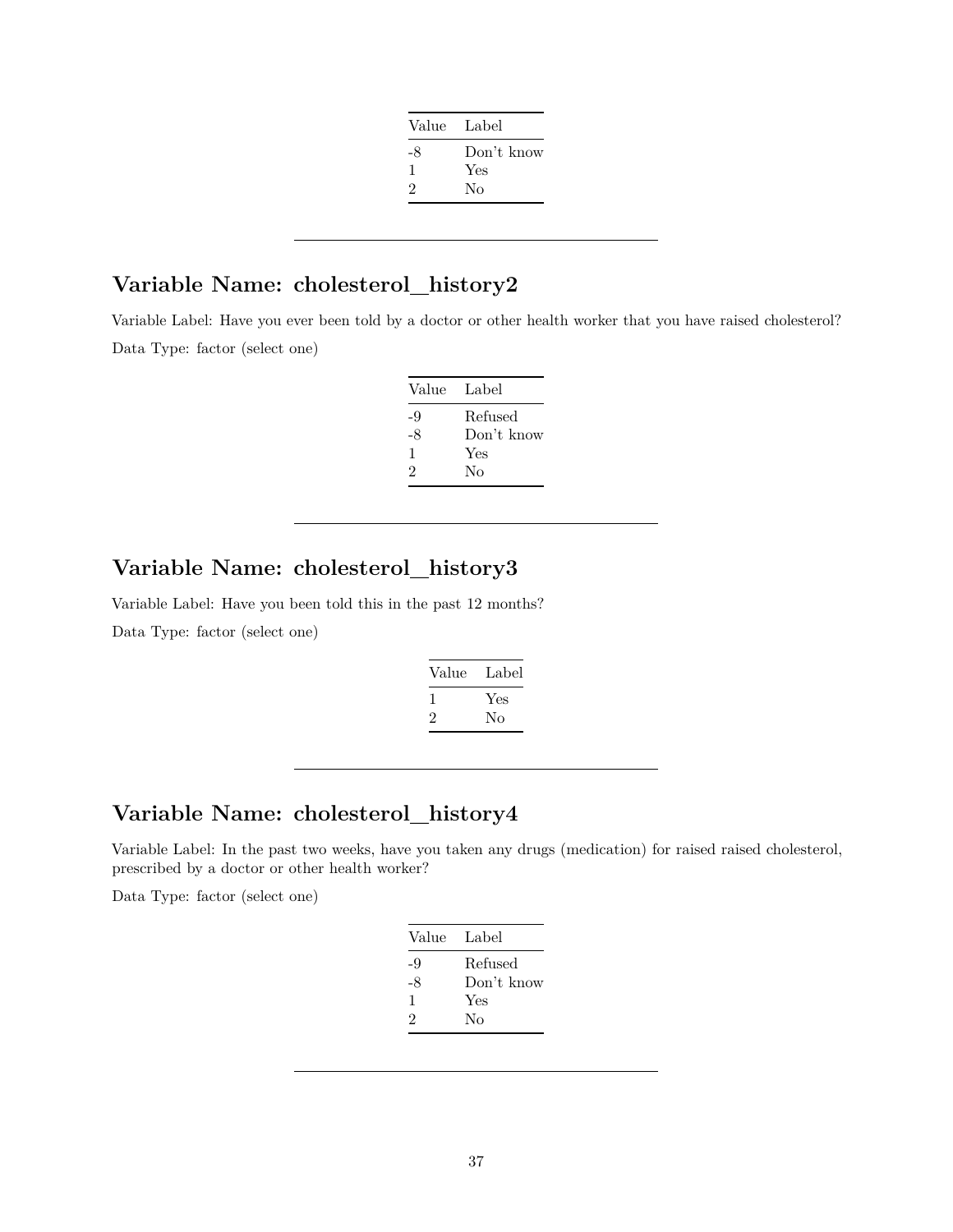| Value | Label |
|---|---|
| -8 | Don't know |
| 1 | Yes |
| 2 | No |

---

## Variable Name: cholesterol_history2

Variable Label: Have you ever been told by a doctor or other health worker that you have raised cholesterol?

Data Type: factor (select one)

| Value | Label |
|---|---|
| -9 | Refused |
| -8 | Don't know |
| 1 | Yes |
| 2 | No |

---

## Variable Name: cholesterol_history3

Variable Label: Have you been told this in the past 12 months?

Data Type: factor (select one)

| Value | Label |
|---|---|
| 1 | Yes |
| 2 | No |

---

## Variable Name: cholesterol_history4

Variable Label: In the past two weeks, have you taken any drugs (medication) for raised raised cholesterol, prescribed by a doctor or other health worker?

Data Type: factor (select one)

| Value | Label |
|---|---|
| -9 | Refused |
| -8 | Don't know |
| 1 | Yes |
| 2 | No |

---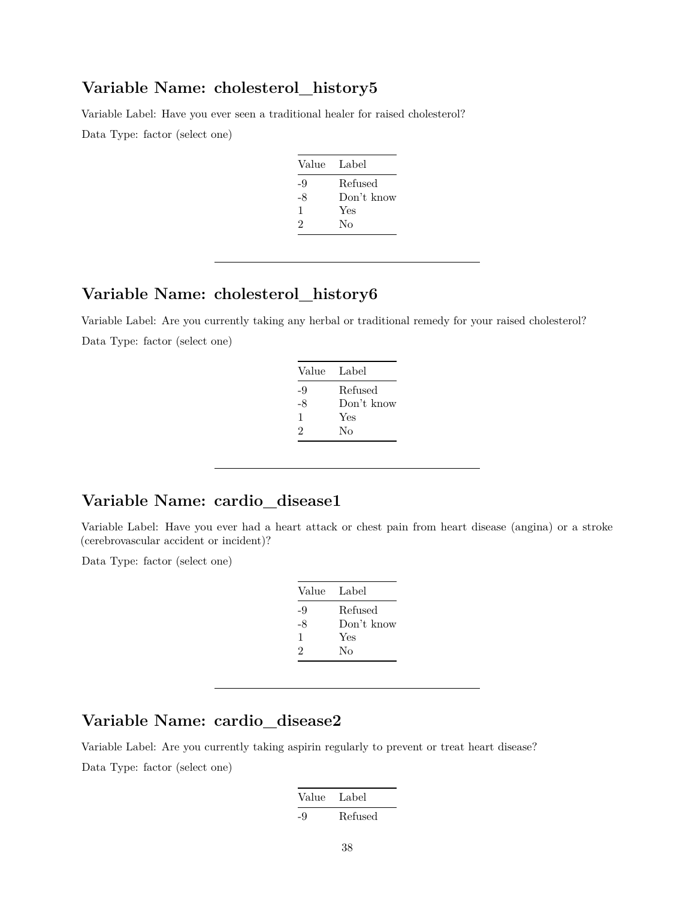## Variable Name: cholesterol_history5

Variable Label: Have you ever seen a traditional healer for raised cholesterol?

Data Type: factor (select one)

| Value | Label |
|---|---|
| -9 | Refused |
| -8 | Don't know |
| 1 | Yes |
| 2 | No |

---

## Variable Name: cholesterol_history6

Variable Label: Are you currently taking any herbal or traditional remedy for your raised cholesterol?

Data Type: factor (select one)

| Value | Label |
|---|---|
| -9 | Refused |
| -8 | Don't know |
| 1 | Yes |
| 2 | No |

---

## Variable Name: cardio_disease1

Variable Label: Have you ever had a heart attack or chest pain from heart disease (angina) or a stroke (cerebrovascular accident or incident)?

Data Type: factor (select one)

| Value | Label |
|---|---|
| -9 | Refused |
| -8 | Don't know |
| 1 | Yes |
| 2 | No |

---

## Variable Name: cardio_disease2

Variable Label: Are you currently taking aspirin regularly to prevent or treat heart disease?

Data Type: factor (select one)

| Value | Label |
|---|---|
| -9 | Refused |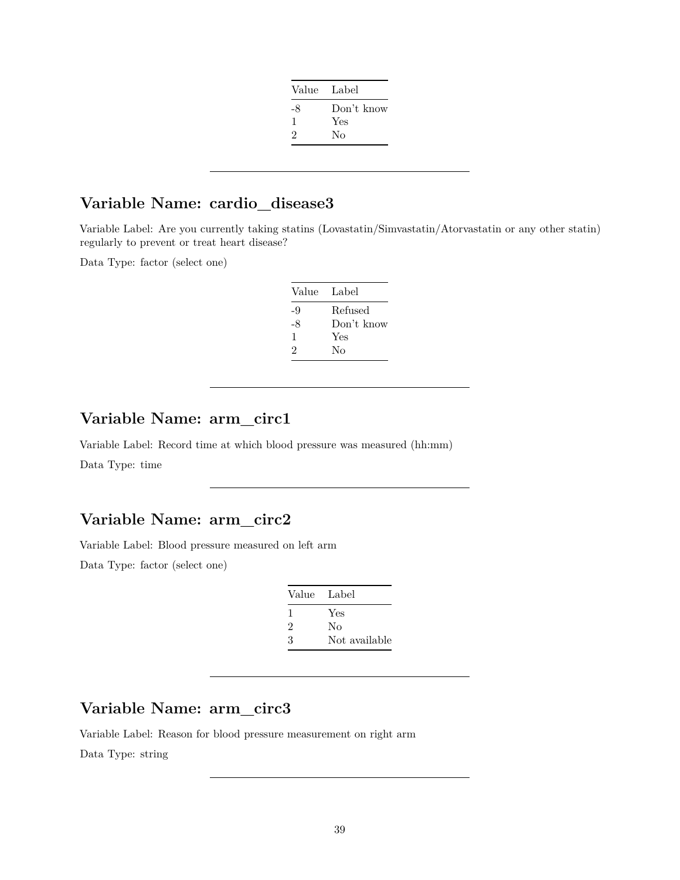| Value | Label |
|---|---|
| -8 | Don't know |
| 1 | Yes |
| 2 | No |

---

## Variable Name: cardio_disease3

Variable Label: Are you currently taking statins (Lovastatin/Simvastatin/Atorvastatin or any other statin) regularly to prevent or treat heart disease?

Data Type: factor (select one)

| Value | Label |
|---|---|
| -9 | Refused |
| -8 | Don't know |
| 1 | Yes |
| 2 | No |

---

## Variable Name: arm_circ1

Variable Label: Record time at which blood pressure was measured (hh:mm)

Data Type: time

---

## Variable Name: arm_circ2

Variable Label: Blood pressure measured on left arm

Data Type: factor (select one)

| Value | Label |
|---|---|
| 1 | Yes |
| 2 | No |
| 3 | Not available |

---

## Variable Name: arm_circ3

Variable Label: Reason for blood pressure measurement on right arm

Data Type: string

---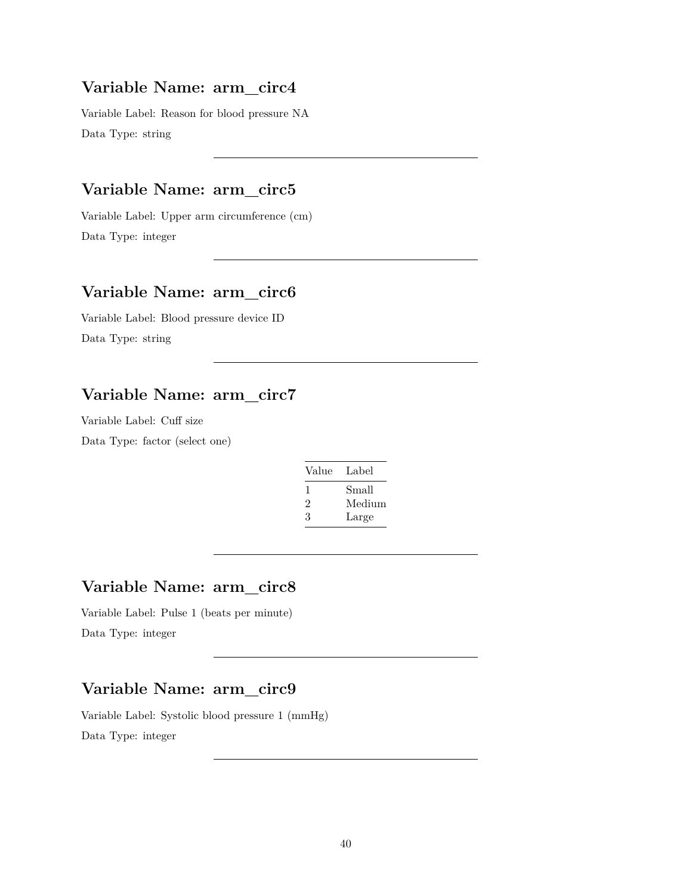## Variable Name: arm_circ4

Variable Label: Reason for blood pressure NA

Data Type: string

---

## Variable Name: arm_circ5

Variable Label: Upper arm circumference (cm)

Data Type: integer

---

## Variable Name: arm_circ6

Variable Label: Blood pressure device ID

Data Type: string

---

## Variable Name: arm_circ7

Variable Label: Cuff size

Data Type: factor (select one)

| Value | Label |
|---|---|
| 1 | Small |
| 2 | Medium |
| 3 | Large |

---

## Variable Name: arm_circ8

Variable Label: Pulse 1 (beats per minute)

Data Type: integer

---

## Variable Name: arm_circ9

Variable Label: Systolic blood pressure 1 (mmHg)

Data Type: integer

---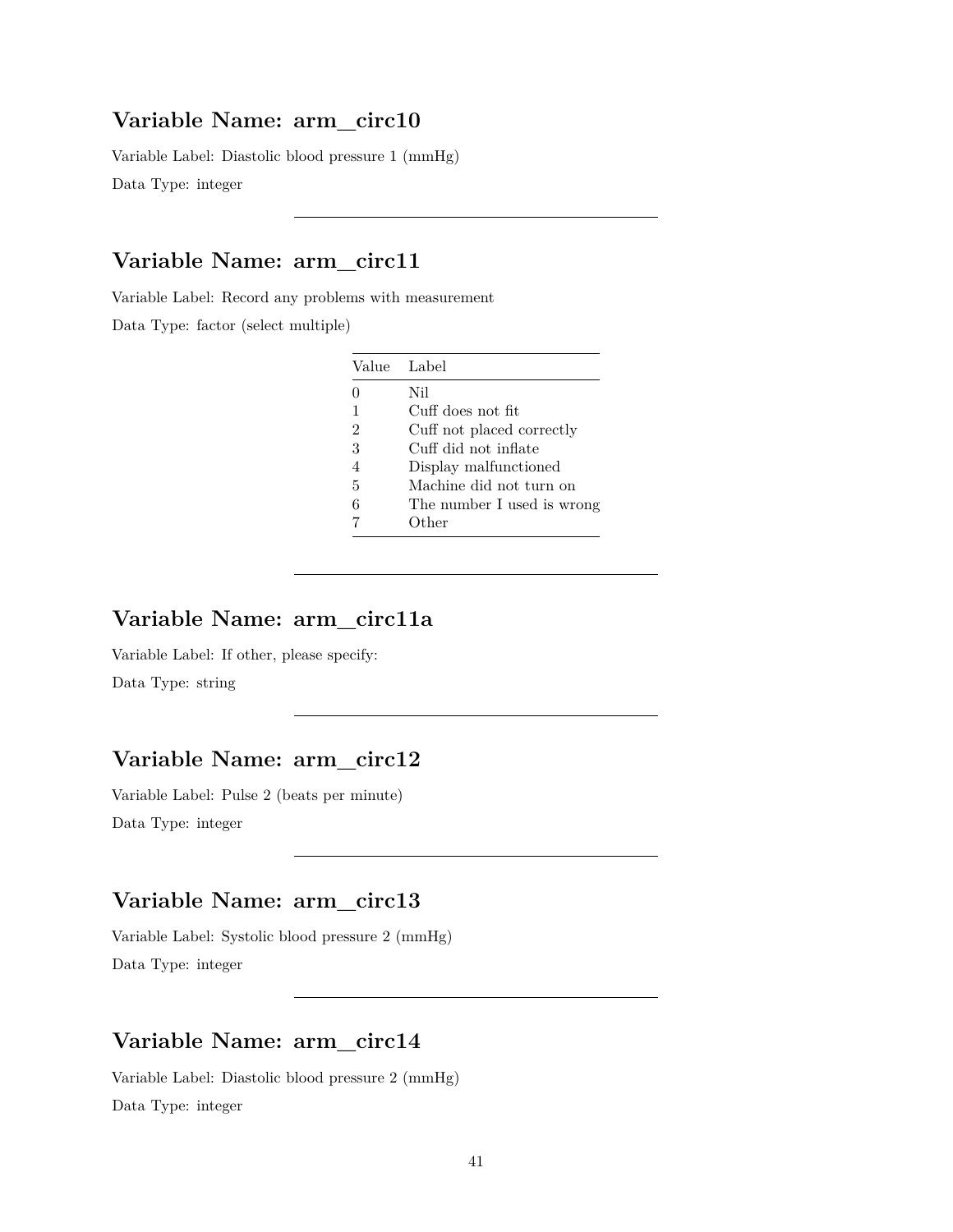## Variable Name: arm_circ10

Variable Label: Diastolic blood pressure 1 (mmHg)

Data Type: integer

---

## Variable Name: arm_circ11

Variable Label: Record any problems with measurement

Data Type: factor (select multiple)

| Value | Label |
|---|---|
| 0 | Nil |
| 1 | Cuff does not fit |
| 2 | Cuff not placed correctly |
| 3 | Cuff did not inflate |
| 4 | Display malfunctioned |
| 5 | Machine did not turn on |
| 6 | The number I used is wrong |
| 7 | Other |

---

## Variable Name: arm_circ11a

Variable Label: If other, please specify:

Data Type: string

---

## Variable Name: arm_circ12

Variable Label: Pulse 2 (beats per minute)

Data Type: integer

---

## Variable Name: arm_circ13

Variable Label: Systolic blood pressure 2 (mmHg)

Data Type: integer

---

## Variable Name: arm_circ14

Variable Label: Diastolic blood pressure 2 (mmHg)

Data Type: integer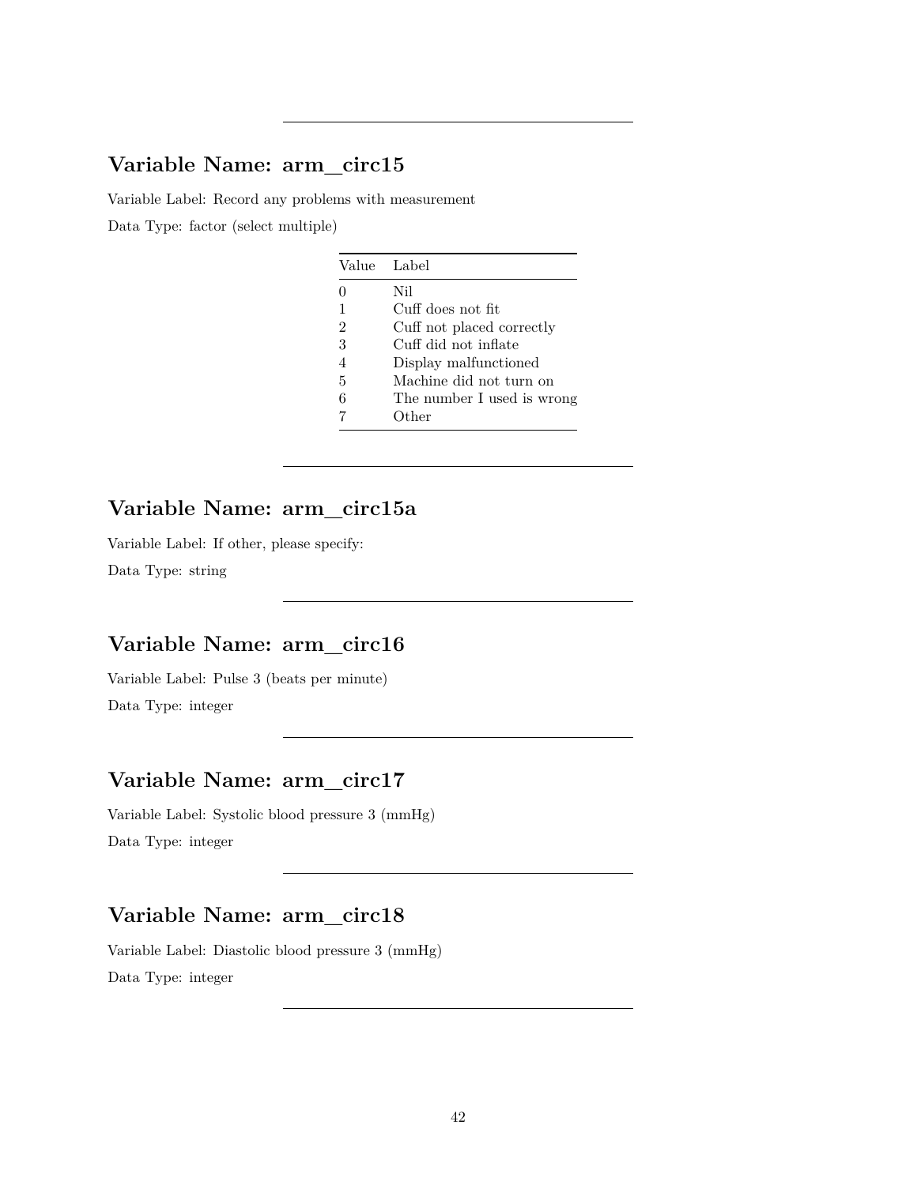---

## Variable Name: arm_circ15

Variable Label: Record any problems with measurement

Data Type: factor (select multiple)

| Value | Label |
|---|---|
| 0 | Nil |
| 1 | Cuff does not fit |
| 2 | Cuff not placed correctly |
| 3 | Cuff did not inflate |
| 4 | Display malfunctioned |
| 5 | Machine did not turn on |
| 6 | The number I used is wrong |
| 7 | Other |

---

## Variable Name: arm_circ15a

Variable Label: If other, please specify:

Data Type: string

---

## Variable Name: arm_circ16

Variable Label: Pulse 3 (beats per minute)

Data Type: integer

---

## Variable Name: arm_circ17

Variable Label: Systolic blood pressure 3 (mmHg)

Data Type: integer

---

## Variable Name: arm_circ18

Variable Label: Diastolic blood pressure 3 (mmHg)

Data Type: integer

---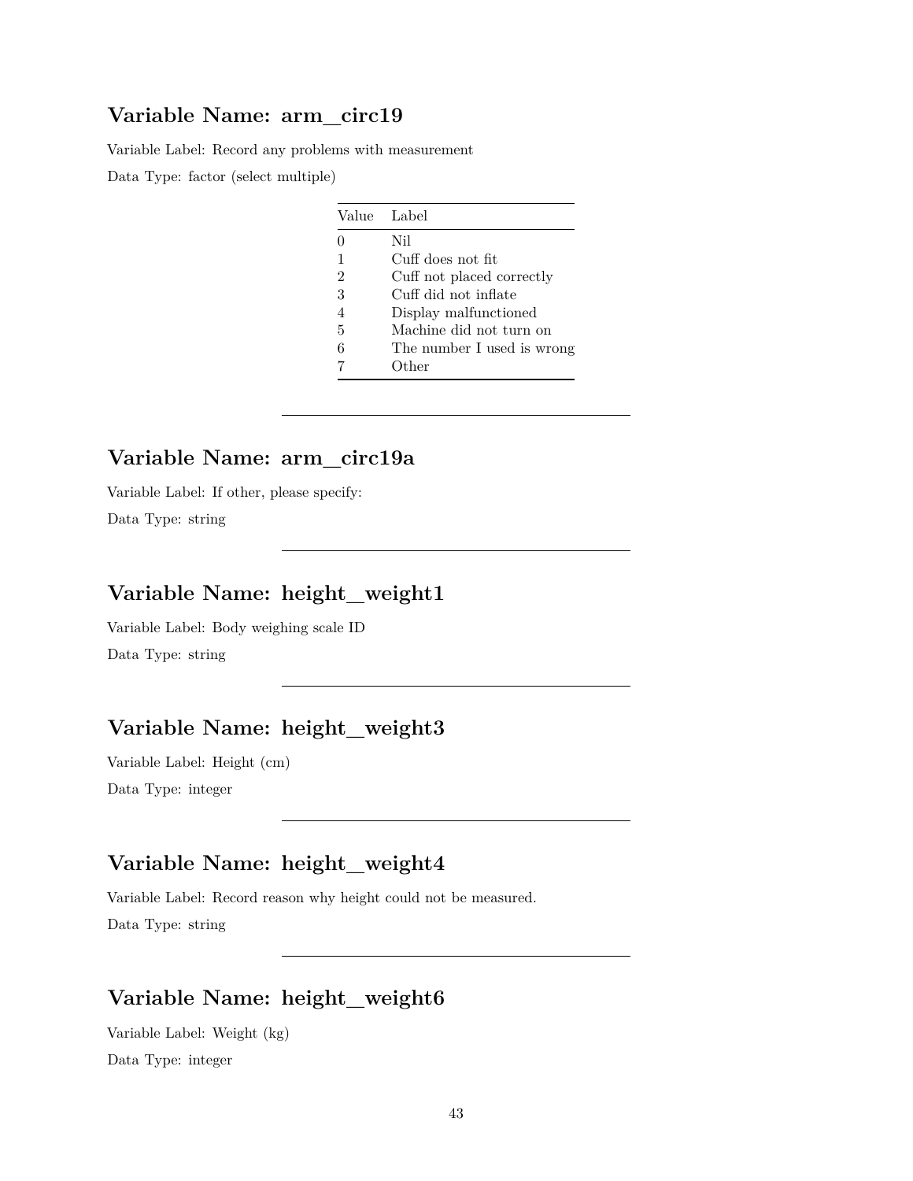## Variable Name: arm_circ19

Variable Label: Record any problems with measurement

Data Type: factor (select multiple)

| Value | Label |
|---|---|
| 0 | Nil |
| 1 | Cuff does not fit |
| 2 | Cuff not placed correctly |
| 3 | Cuff did not inflate |
| 4 | Display malfunctioned |
| 5 | Machine did not turn on |
| 6 | The number I used is wrong |
| 7 | Other |

---

## Variable Name: arm_circ19a

Variable Label: If other, please specify:

Data Type: string

---

## Variable Name: height_weight1

Variable Label: Body weighing scale ID

Data Type: string

---

## Variable Name: height_weight3

Variable Label: Height (cm)

Data Type: integer

---

## Variable Name: height_weight4

Variable Label: Record reason why height could not be measured.

Data Type: string

---

## Variable Name: height_weight6

Variable Label: Weight (kg)

Data Type: integer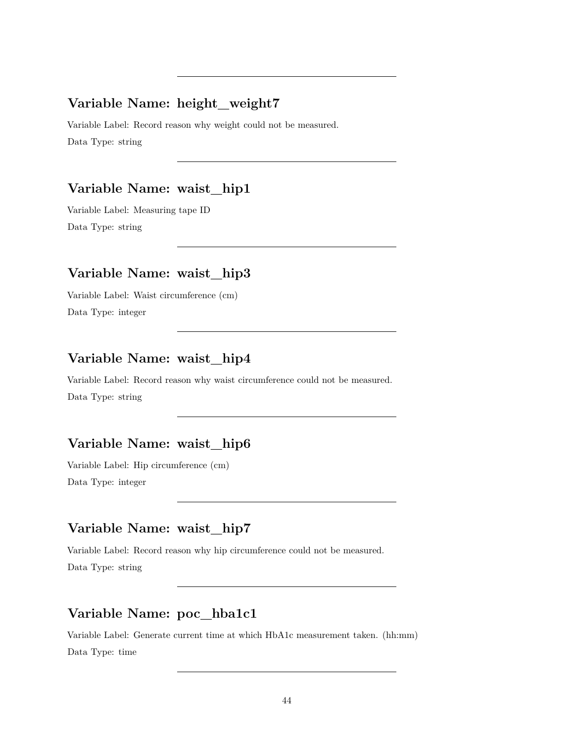---

### Variable Name: height_weight7

Variable Label: Record reason why weight could not be measured.

Data Type: string

---

### Variable Name: waist_hip1

Variable Label: Measuring tape ID

Data Type: string

---

### Variable Name: waist_hip3

Variable Label: Waist circumference (cm)

Data Type: integer

---

### Variable Name: waist_hip4

Variable Label: Record reason why waist circumference could not be measured.

Data Type: string

---

### Variable Name: waist_hip6

Variable Label: Hip circumference (cm)

Data Type: integer

---

### Variable Name: waist_hip7

Variable Label: Record reason why hip circumference could not be measured.

Data Type: string

---

### Variable Name: poc_hba1c1

Variable Label: Generate current time at which HbA1c measurement taken. (hh:mm)

Data Type: time

---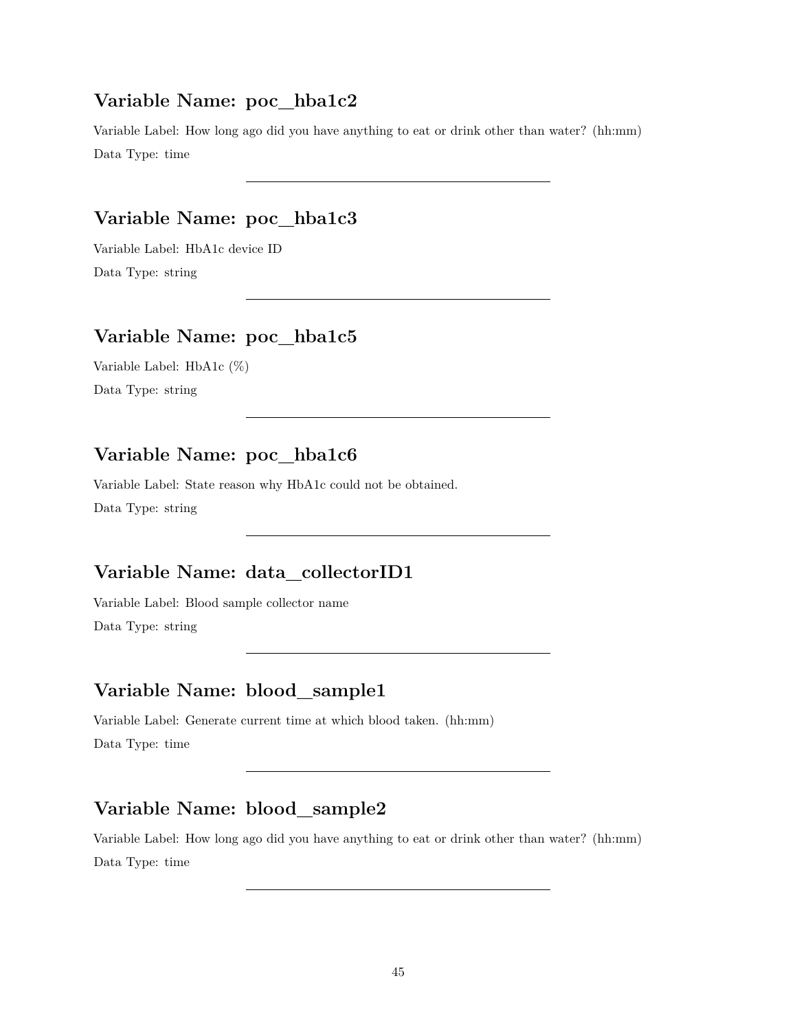## Variable Name: poc_hba1c2

Variable Label: How long ago did you have anything to eat or drink other than water? (hh:mm)

Data Type: time

---

## Variable Name: poc_hba1c3

Variable Label: HbA1c device ID

Data Type: string

---

## Variable Name: poc_hba1c5

Variable Label: HbA1c (%)

Data Type: string

---

## Variable Name: poc_hba1c6

Variable Label: State reason why HbA1c could not be obtained.

Data Type: string

---

## Variable Name: data_collectorID1

Variable Label: Blood sample collector name

Data Type: string

---

## Variable Name: blood_sample1

Variable Label: Generate current time at which blood taken. (hh:mm)

Data Type: time

---

## Variable Name: blood_sample2

Variable Label: How long ago did you have anything to eat or drink other than water? (hh:mm)

Data Type: time

---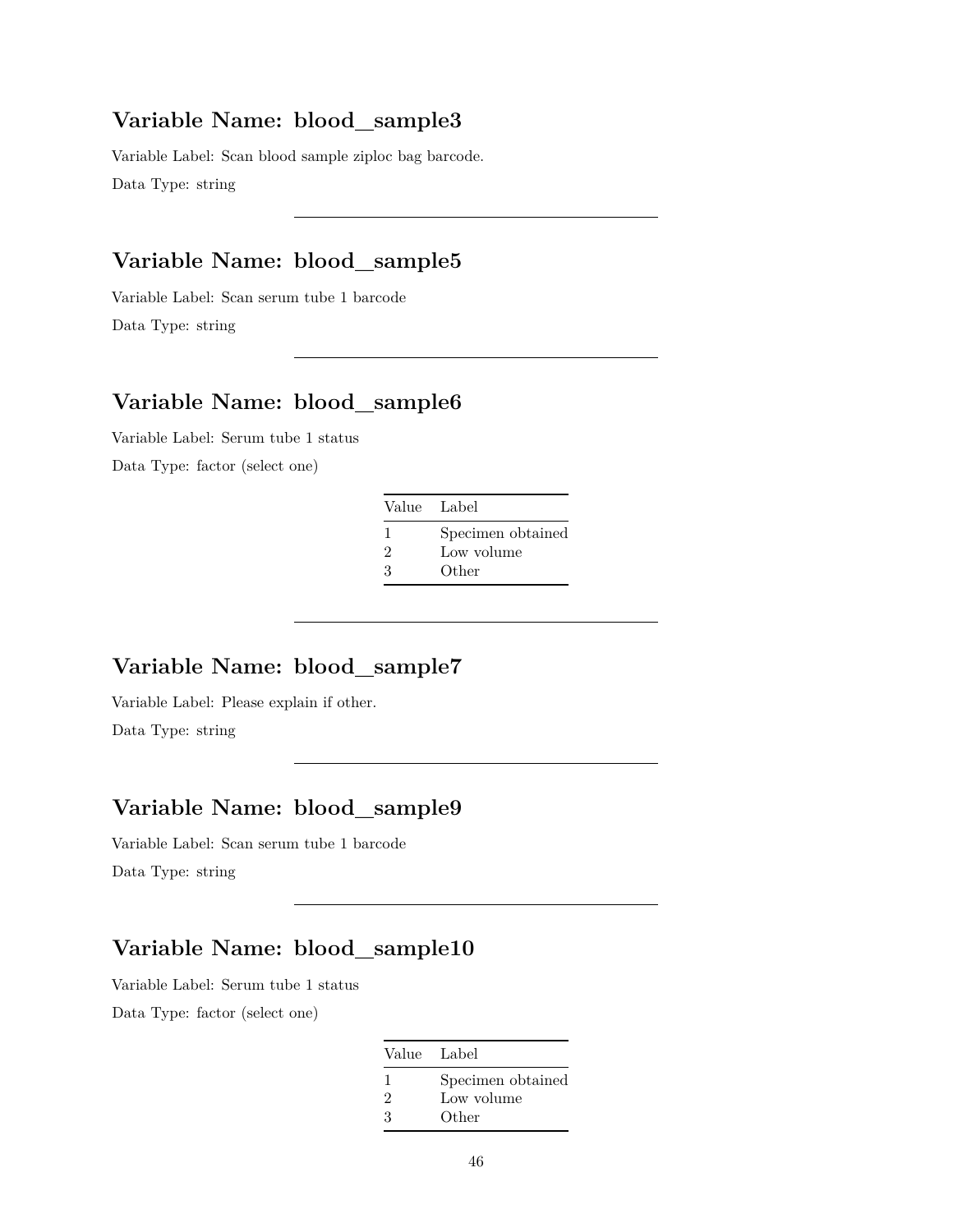### Variable Name: blood_sample3

Variable Label: Scan blood sample ziploc bag barcode.

Data Type: string

---

### Variable Name: blood_sample5

Variable Label: Scan serum tube 1 barcode

Data Type: string

---

### Variable Name: blood_sample6

Variable Label: Serum tube 1 status

Data Type: factor (select one)

| Value | Label |
|---|---|
| 1 | Specimen obtained |
| 2 | Low volume |
| 3 | Other |

---

### Variable Name: blood_sample7

Variable Label: Please explain if other.

Data Type: string

---

### Variable Name: blood_sample9

Variable Label: Scan serum tube 1 barcode

Data Type: string

---

### Variable Name: blood_sample10

Variable Label: Serum tube 1 status

Data Type: factor (select one)

| Value | Label |
|---|---|
| 1 | Specimen obtained |
| 2 | Low volume |
| 3 | Other |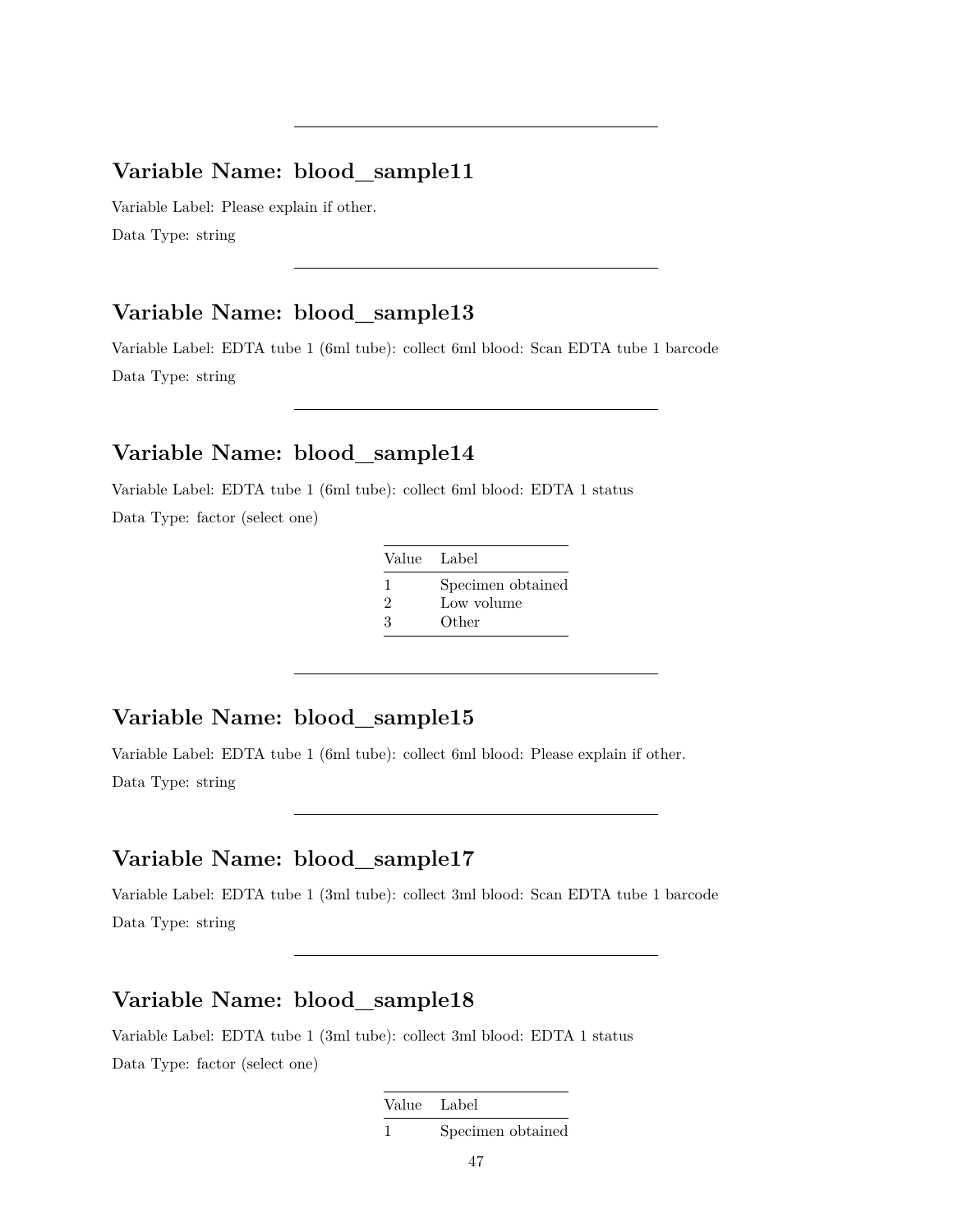---

## Variable Name: blood_sample11

Variable Label: Please explain if other.

Data Type: string

---

## Variable Name: blood_sample13

Variable Label: EDTA tube 1 (6ml tube): collect 6ml blood: Scan EDTA tube 1 barcode

Data Type: string

---

## Variable Name: blood_sample14

Variable Label: EDTA tube 1 (6ml tube): collect 6ml blood: EDTA 1 status

Data Type: factor (select one)

| Value | Label |
|---|---|
| 1 | Specimen obtained |
| 2 | Low volume |
| 3 | Other |

---

## Variable Name: blood_sample15

Variable Label: EDTA tube 1 (6ml tube): collect 6ml blood: Please explain if other.

Data Type: string

---

## Variable Name: blood_sample17

Variable Label: EDTA tube 1 (3ml tube): collect 3ml blood: Scan EDTA tube 1 barcode

Data Type: string

---

## Variable Name: blood_sample18

Variable Label: EDTA tube 1 (3ml tube): collect 3ml blood: EDTA 1 status

Data Type: factor (select one)

| Value | Label |
|---|---|
| 1 | Specimen obtained |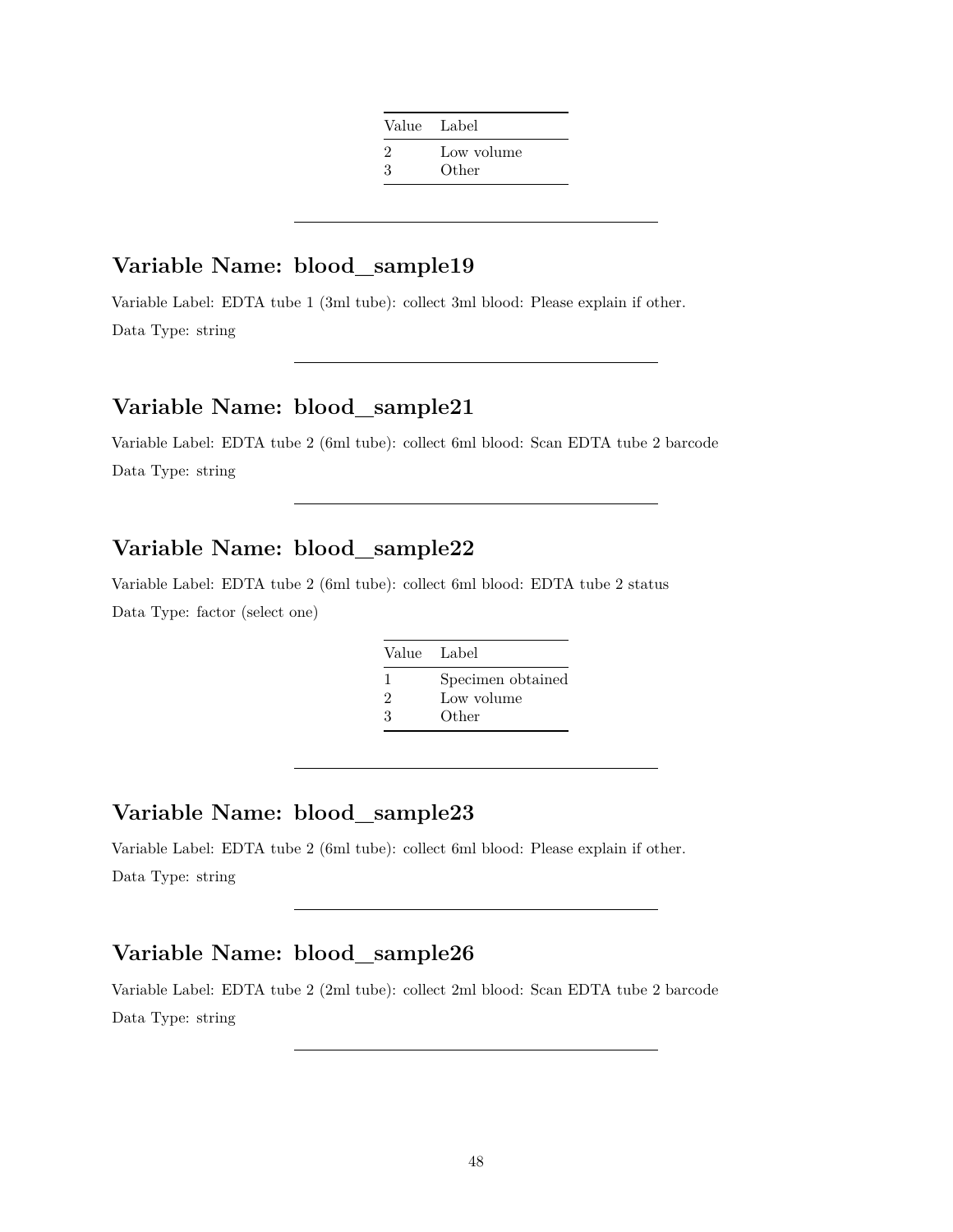| Value | Label |
|---|---|
| 2 | Low volume |
| 3 | Other |

---

## Variable Name: blood_sample19

Variable Label: EDTA tube 1 (3ml tube): collect 3ml blood: Please explain if other.

Data Type: string

---

## Variable Name: blood_sample21

Variable Label: EDTA tube 2 (6ml tube): collect 6ml blood: Scan EDTA tube 2 barcode

Data Type: string

---

## Variable Name: blood_sample22

Variable Label: EDTA tube 2 (6ml tube): collect 6ml blood: EDTA tube 2 status

Data Type: factor (select one)

| Value | Label |
|---|---|
| 1 | Specimen obtained |
| 2 | Low volume |
| 3 | Other |

---

## Variable Name: blood_sample23

Variable Label: EDTA tube 2 (6ml tube): collect 6ml blood: Please explain if other.

Data Type: string

---

## Variable Name: blood_sample26

Variable Label: EDTA tube 2 (2ml tube): collect 2ml blood: Scan EDTA tube 2 barcode

Data Type: string

---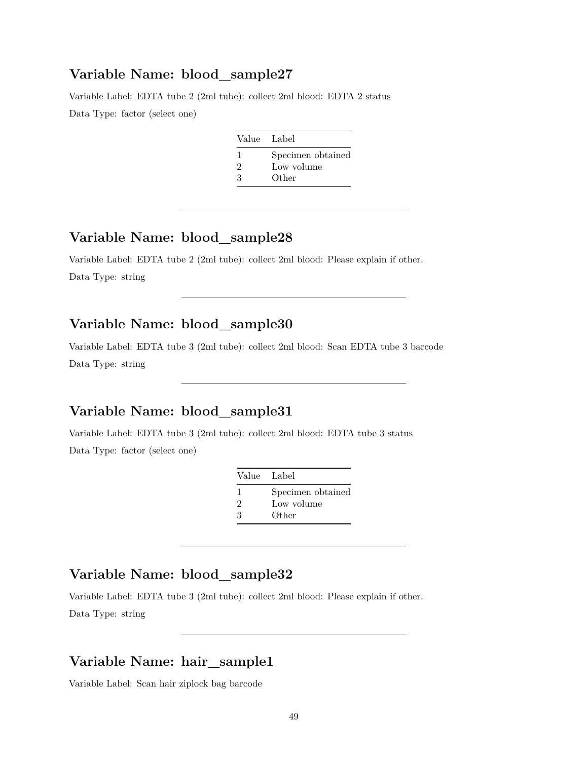## Variable Name: blood_sample27

Variable Label: EDTA tube 2 (2ml tube): collect 2ml blood: EDTA 2 status

Data Type: factor (select one)

| Value | Label |
|---|---|
| 1 | Specimen obtained |
| 2 | Low volume |
| 3 | Other |

---

## Variable Name: blood_sample28

Variable Label: EDTA tube 2 (2ml tube): collect 2ml blood: Please explain if other.

Data Type: string

---

## Variable Name: blood_sample30

Variable Label: EDTA tube 3 (2ml tube): collect 2ml blood: Scan EDTA tube 3 barcode

Data Type: string

---

## Variable Name: blood_sample31

Variable Label: EDTA tube 3 (2ml tube): collect 2ml blood: EDTA tube 3 status

Data Type: factor (select one)

| Value | Label |
|---|---|
| 1 | Specimen obtained |
| 2 | Low volume |
| 3 | Other |

---

## Variable Name: blood_sample32

Variable Label: EDTA tube 3 (2ml tube): collect 2ml blood: Please explain if other.

Data Type: string

---

## Variable Name: hair_sample1

Variable Label: Scan hair ziplock bag barcode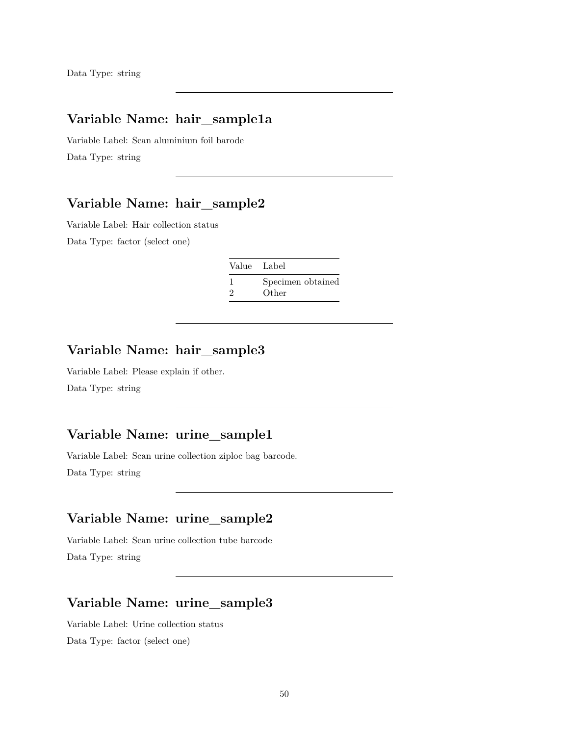Data Type: string

---

## Variable Name: hair_sample1a

Variable Label: Scan aluminium foil barode

Data Type: string

---

## Variable Name: hair_sample2

Variable Label: Hair collection status

Data Type: factor (select one)

| Value | Label |
|---|---|
| 1 | Specimen obtained |
| 2 | Other |

---

## Variable Name: hair_sample3

Variable Label: Please explain if other.

Data Type: string

---

## Variable Name: urine_sample1

Variable Label: Scan urine collection ziploc bag barcode.

Data Type: string

---

## Variable Name: urine_sample2

Variable Label: Scan urine collection tube barcode

Data Type: string

---

## Variable Name: urine_sample3

Variable Label: Urine collection status

Data Type: factor (select one)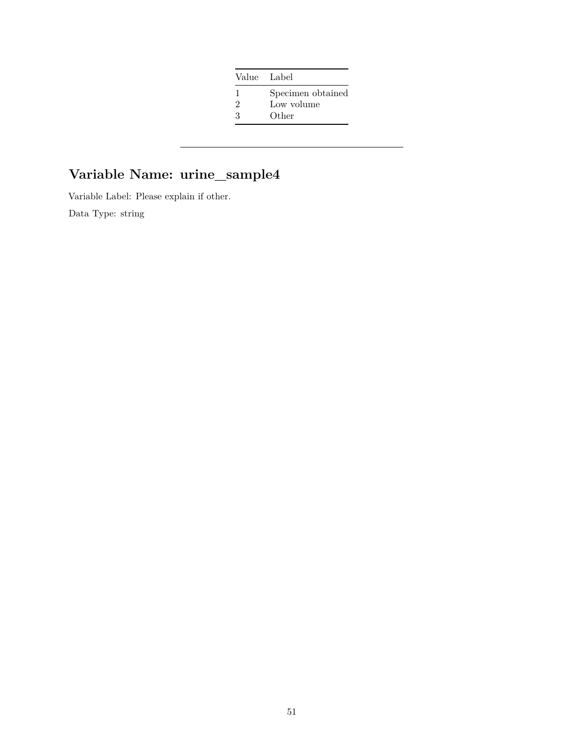| Value | Label |
|---|---|
| 1 | Specimen obtained |
| 2 | Low volume |
| 3 | Other |

---

## Variable Name: urine_sample4

Variable Label: Please explain if other.

Data Type: string